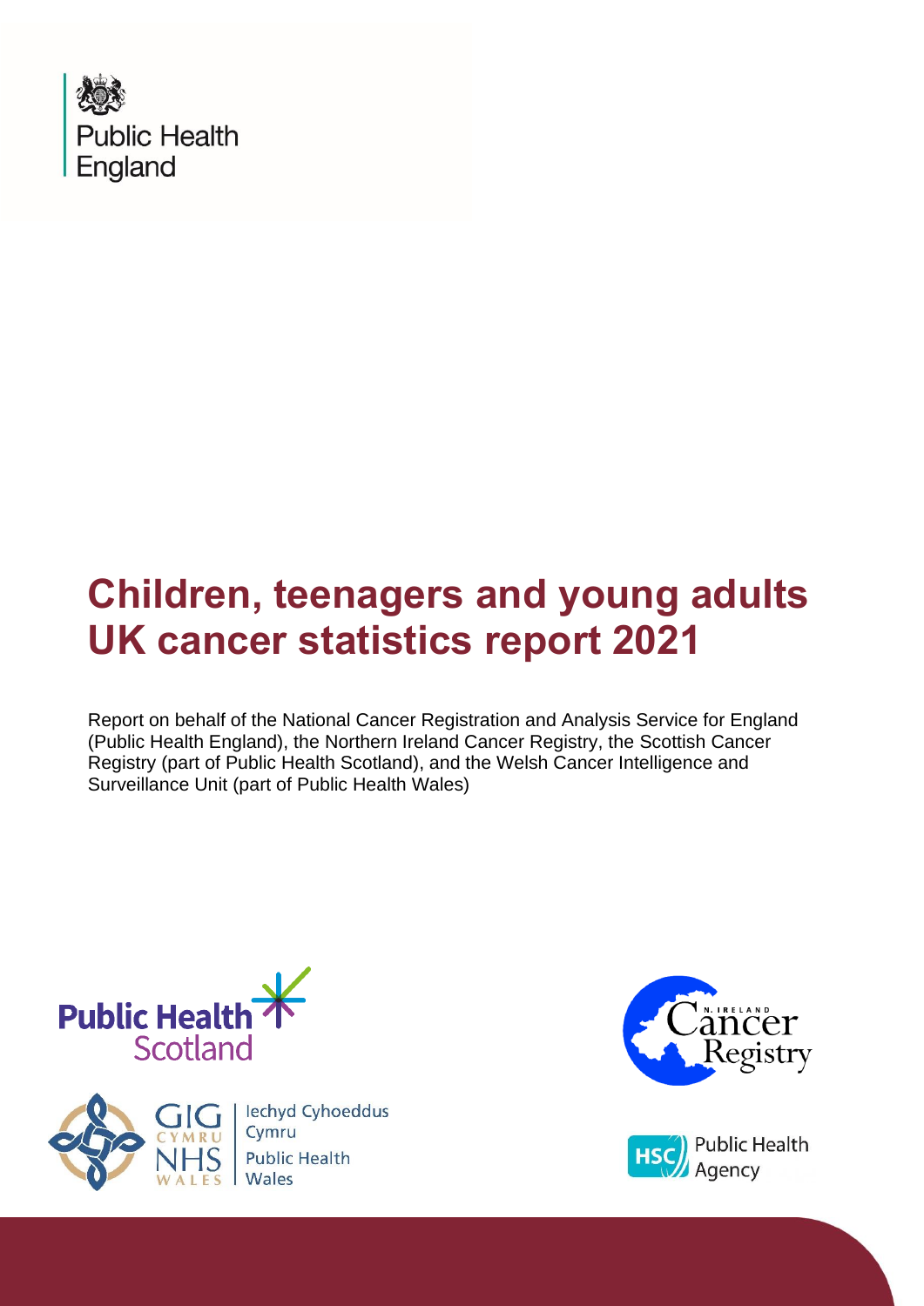Public Health England

# Children, teenagers and young adults UK cancer statistics report 2021

Report on behalf of the National Cancer Registration and Analysis Service for England (Public Health England), the Northern Ireland Cancer Registry, the Scottish Cancer Registry (part of Public Health Scotland), and the Welsh Cancer Intelligence and Surveillance Unit (part of Public Health Wales)

Public Health Scotland

GIG Cymru NHS Wales | Iechyd Cyhoeddus Cymru Public Health Wales

N. Ireland Cancer Registry

HSC Public Health Agency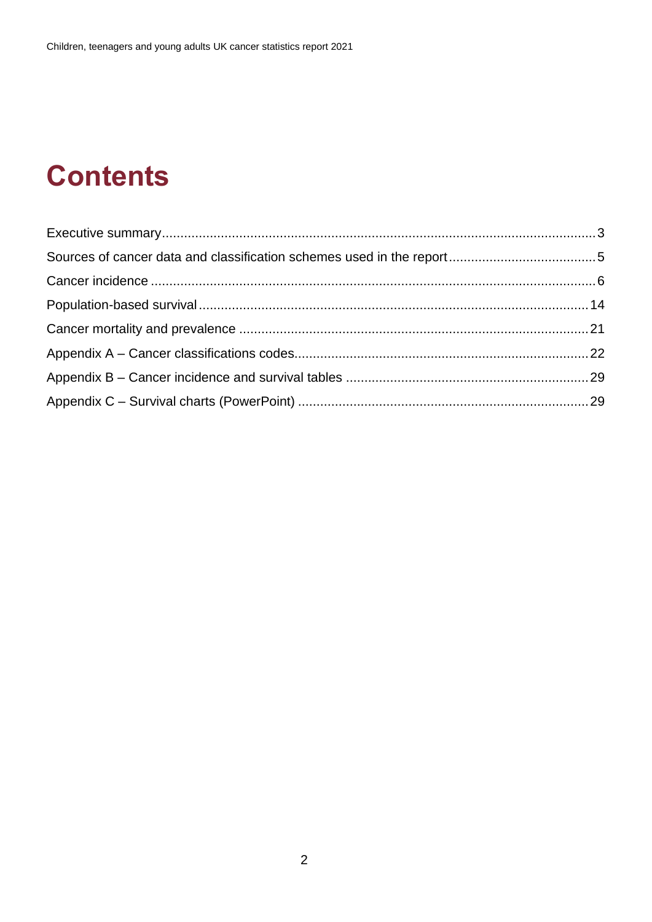# Contents

Executive summary....................................................................................................................3

Sources of cancer data and classification schemes used in the report.......................................5

Cancer incidence .......................................................................................................................6

Population-based survival.........................................................................................................14

Cancer mortality and prevalence ..............................................................................................21

Appendix A – Cancer classifications codes...............................................................................22

Appendix B – Cancer incidence and survival tables .................................................................29

Appendix C – Survival charts (PowerPoint) ..............................................................................29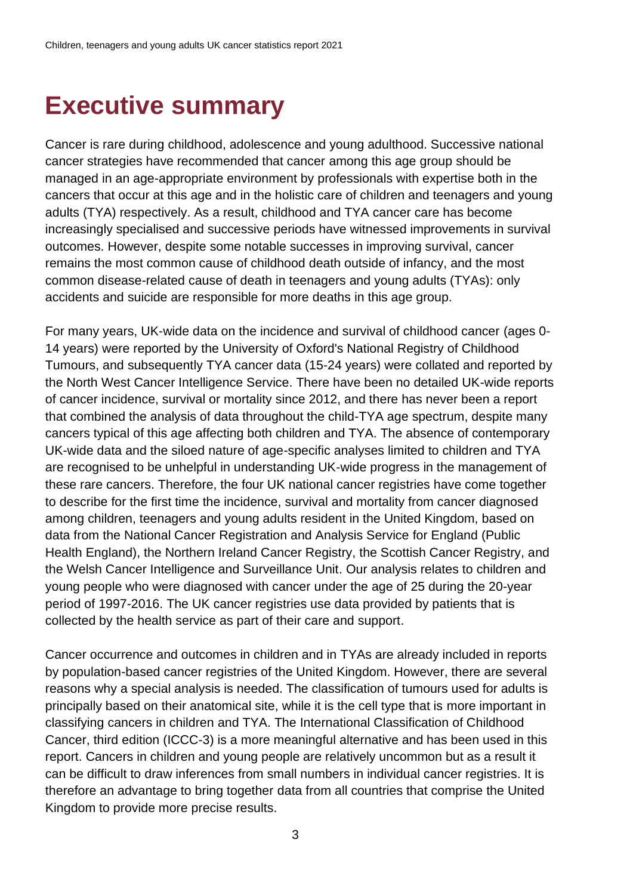# Executive summary

Cancer is rare during childhood, adolescence and young adulthood. Successive national cancer strategies have recommended that cancer among this age group should be managed in an age-appropriate environment by professionals with expertise both in the cancers that occur at this age and in the holistic care of children and teenagers and young adults (TYA) respectively. As a result, childhood and TYA cancer care has become increasingly specialised and successive periods have witnessed improvements in survival outcomes. However, despite some notable successes in improving survival, cancer remains the most common cause of childhood death outside of infancy, and the most common disease-related cause of death in teenagers and young adults (TYAs): only accidents and suicide are responsible for more deaths in this age group.

For many years, UK-wide data on the incidence and survival of childhood cancer (ages 0-14 years) were reported by the University of Oxford's National Registry of Childhood Tumours, and subsequently TYA cancer data (15-24 years) were collated and reported by the North West Cancer Intelligence Service. There have been no detailed UK-wide reports of cancer incidence, survival or mortality since 2012, and there has never been a report that combined the analysis of data throughout the child-TYA age spectrum, despite many cancers typical of this age affecting both children and TYA. The absence of contemporary UK-wide data and the siloed nature of age-specific analyses limited to children and TYA are recognised to be unhelpful in understanding UK-wide progress in the management of these rare cancers. Therefore, the four UK national cancer registries have come together to describe for the first time the incidence, survival and mortality from cancer diagnosed among children, teenagers and young adults resident in the United Kingdom, based on data from the National Cancer Registration and Analysis Service for England (Public Health England), the Northern Ireland Cancer Registry, the Scottish Cancer Registry, and the Welsh Cancer Intelligence and Surveillance Unit. Our analysis relates to children and young people who were diagnosed with cancer under the age of 25 during the 20-year period of 1997-2016. The UK cancer registries use data provided by patients that is collected by the health service as part of their care and support.

Cancer occurrence and outcomes in children and in TYAs are already included in reports by population-based cancer registries of the United Kingdom. However, there are several reasons why a special analysis is needed. The classification of tumours used for adults is principally based on their anatomical site, while it is the cell type that is more important in classifying cancers in children and TYA. The International Classification of Childhood Cancer, third edition (ICCC-3) is a more meaningful alternative and has been used in this report. Cancers in children and young people are relatively uncommon but as a result it can be difficult to draw inferences from small numbers in individual cancer registries. It is therefore an advantage to bring together data from all countries that comprise the United Kingdom to provide more precise results.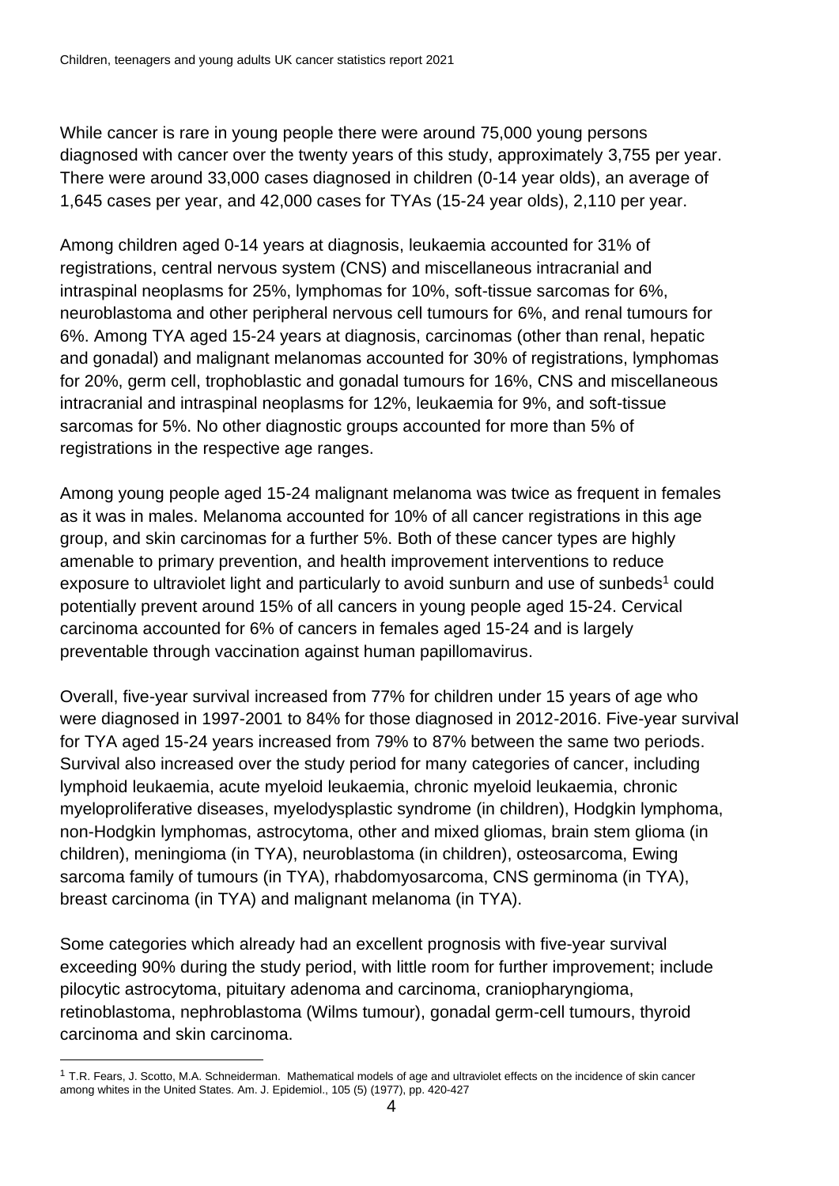While cancer is rare in young people there were around 75,000 young persons diagnosed with cancer over the twenty years of this study, approximately 3,755 per year. There were around 33,000 cases diagnosed in children (0-14 year olds), an average of 1,645 cases per year, and 42,000 cases for TYAs (15-24 year olds), 2,110 per year.

Among children aged 0-14 years at diagnosis, leukaemia accounted for 31% of registrations, central nervous system (CNS) and miscellaneous intracranial and intraspinal neoplasms for 25%, lymphomas for 10%, soft-tissue sarcomas for 6%, neuroblastoma and other peripheral nervous cell tumours for 6%, and renal tumours for 6%. Among TYA aged 15-24 years at diagnosis, carcinomas (other than renal, hepatic and gonadal) and malignant melanomas accounted for 30% of registrations, lymphomas for 20%, germ cell, trophoblastic and gonadal tumours for 16%, CNS and miscellaneous intracranial and intraspinal neoplasms for 12%, leukaemia for 9%, and soft-tissue sarcomas for 5%. No other diagnostic groups accounted for more than 5% of registrations in the respective age ranges.

Among young people aged 15-24 malignant melanoma was twice as frequent in females as it was in males. Melanoma accounted for 10% of all cancer registrations in this age group, and skin carcinomas for a further 5%. Both of these cancer types are highly amenable to primary prevention, and health improvement interventions to reduce exposure to ultraviolet light and particularly to avoid sunburn and use of sunbeds[1] could potentially prevent around 15% of all cancers in young people aged 15-24. Cervical carcinoma accounted for 6% of cancers in females aged 15-24 and is largely preventable through vaccination against human papillomavirus.

Overall, five-year survival increased from 77% for children under 15 years of age who were diagnosed in 1997-2001 to 84% for those diagnosed in 2012-2016. Five-year survival for TYA aged 15-24 years increased from 79% to 87% between the same two periods. Survival also increased over the study period for many categories of cancer, including lymphoid leukaemia, acute myeloid leukaemia, chronic myeloid leukaemia, chronic myeloproliferative diseases, myelodysplastic syndrome (in children), Hodgkin lymphoma, non-Hodgkin lymphomas, astrocytoma, other and mixed gliomas, brain stem glioma (in children), meningioma (in TYA), neuroblastoma (in children), osteosarcoma, Ewing sarcoma family of tumours (in TYA), rhabdomyosarcoma, CNS germinoma (in TYA), breast carcinoma (in TYA) and malignant melanoma (in TYA).

Some categories which already had an excellent prognosis with five-year survival exceeding 90% during the study period, with little room for further improvement; include pilocytic astrocytoma, pituitary adenoma and carcinoma, craniopharyngioma, retinoblastoma, nephroblastoma (Wilms tumour), gonadal germ-cell tumours, thyroid carcinoma and skin carcinoma.

---

[1] T.R. Fears, J. Scotto, M.A. Schneiderman. Mathematical models of age and ultraviolet effects on the incidence of skin cancer among whites in the United States. Am. J. Epidemiol., 105 (5) (1977), pp. 420-427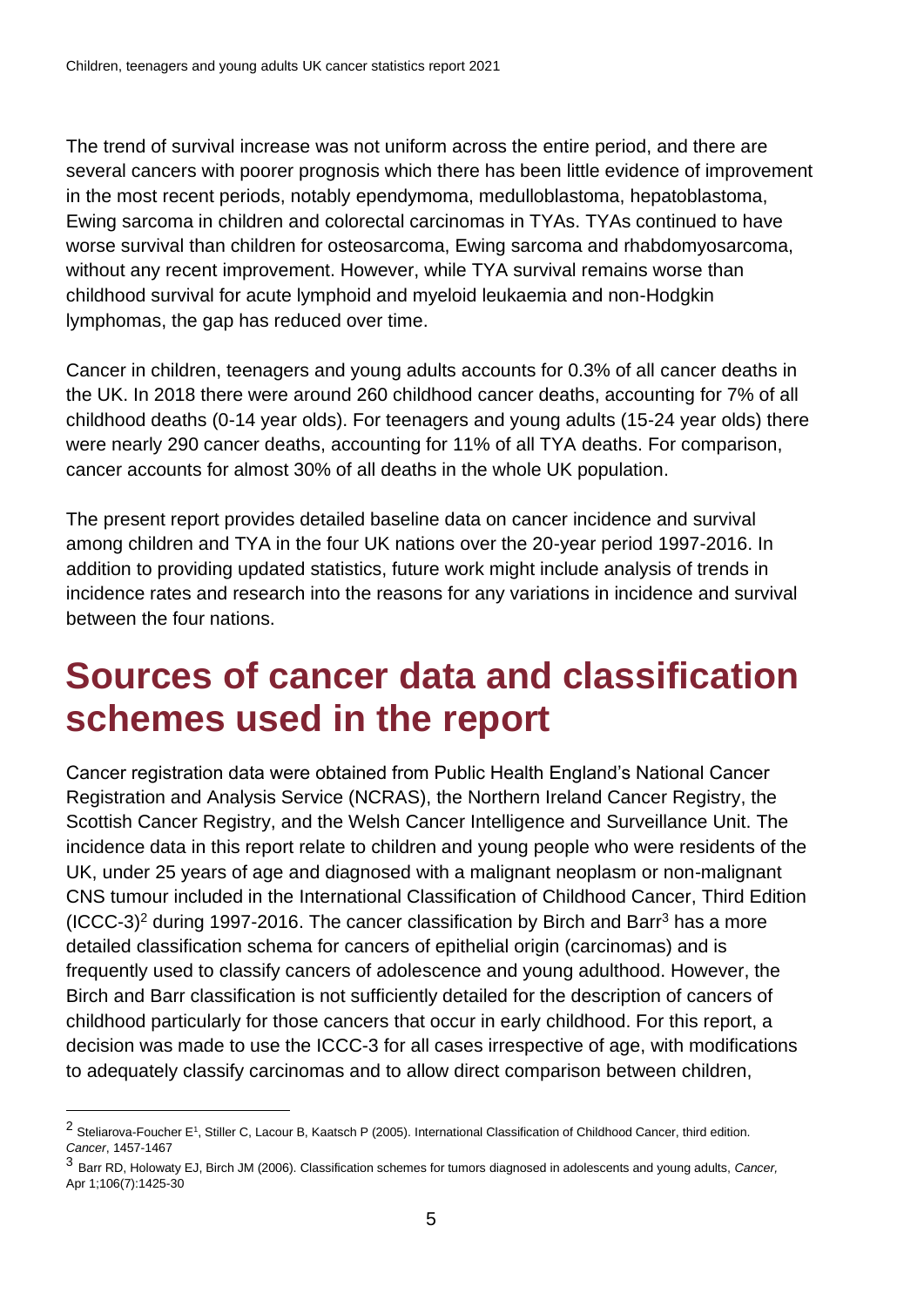The trend of survival increase was not uniform across the entire period, and there are several cancers with poorer prognosis which there has been little evidence of improvement in the most recent periods, notably ependymoma, medulloblastoma, hepatoblastoma, Ewing sarcoma in children and colorectal carcinomas in TYAs. TYAs continued to have worse survival than children for osteosarcoma, Ewing sarcoma and rhabdomyosarcoma, without any recent improvement. However, while TYA survival remains worse than childhood survival for acute lymphoid and myeloid leukaemia and non-Hodgkin lymphomas, the gap has reduced over time.

Cancer in children, teenagers and young adults accounts for 0.3% of all cancer deaths in the UK. In 2018 there were around 260 childhood cancer deaths, accounting for 7% of all childhood deaths (0-14 year olds). For teenagers and young adults (15-24 year olds) there were nearly 290 cancer deaths, accounting for 11% of all TYA deaths. For comparison, cancer accounts for almost 30% of all deaths in the whole UK population.

The present report provides detailed baseline data on cancer incidence and survival among children and TYA in the four UK nations over the 20-year period 1997-2016. In addition to providing updated statistics, future work might include analysis of trends in incidence rates and research into the reasons for any variations in incidence and survival between the four nations.

# Sources of cancer data and classification schemes used in the report

Cancer registration data were obtained from Public Health England's National Cancer Registration and Analysis Service (NCRAS), the Northern Ireland Cancer Registry, the Scottish Cancer Registry, and the Welsh Cancer Intelligence and Surveillance Unit. The incidence data in this report relate to children and young people who were residents of the UK, under 25 years of age and diagnosed with a malignant neoplasm or non-malignant CNS tumour included in the International Classification of Childhood Cancer, Third Edition (ICCC-3)[2] during 1997-2016. The cancer classification by Birch and Barr[3] has a more detailed classification schema for cancers of epithelial origin (carcinomas) and is frequently used to classify cancers of adolescence and young adulthood. However, the Birch and Barr classification is not sufficiently detailed for the description of cancers of childhood particularly for those cancers that occur in early childhood. For this report, a decision was made to use the ICCC-3 for all cases irrespective of age, with modifications to adequately classify carcinomas and to allow direct comparison between children,

[2] Steliarova-Foucher E[1], Stiller C, Lacour B, Kaatsch P (2005). International Classification of Childhood Cancer, third edition. *Cancer*, 1457-1467

[3] Barr RD, Holowaty EJ, Birch JM (2006). Classification schemes for tumors diagnosed in adolescents and young adults, *Cancer,* Apr 1;106(7):1425-30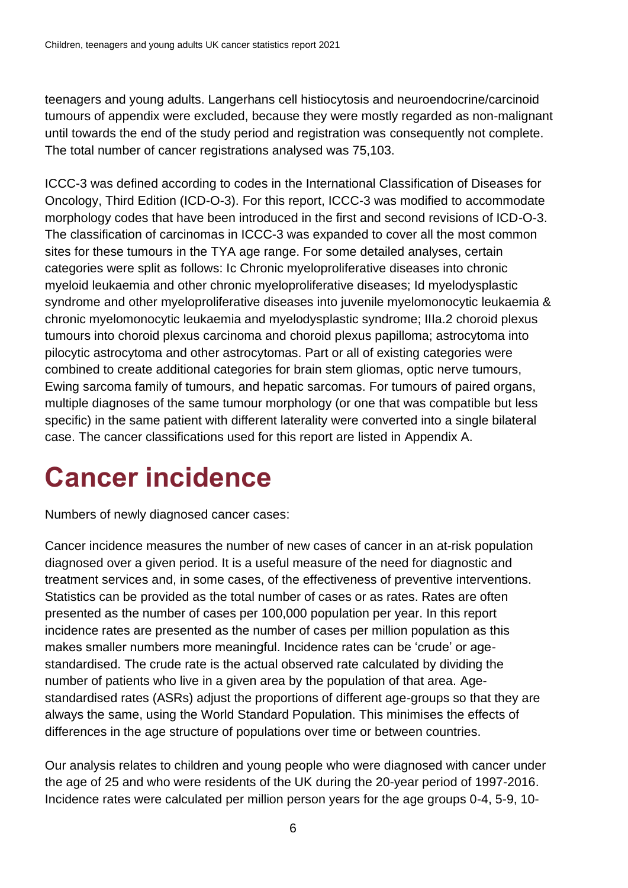teenagers and young adults. Langerhans cell histiocytosis and neuroendocrine/carcinoid tumours of appendix were excluded, because they were mostly regarded as non-malignant until towards the end of the study period and registration was consequently not complete. The total number of cancer registrations analysed was 75,103.

ICCC-3 was defined according to codes in the International Classification of Diseases for Oncology, Third Edition (ICD-O-3). For this report, ICCC-3 was modified to accommodate morphology codes that have been introduced in the first and second revisions of ICD-O-3. The classification of carcinomas in ICCC-3 was expanded to cover all the most common sites for these tumours in the TYA age range. For some detailed analyses, certain categories were split as follows: Ic Chronic myeloproliferative diseases into chronic myeloid leukaemia and other chronic myeloproliferative diseases; Id myelodysplastic syndrome and other myeloproliferative diseases into juvenile myelomonocytic leukaemia & chronic myelomonocytic leukaemia and myelodysplastic syndrome; IIIa.2 choroid plexus tumours into choroid plexus carcinoma and choroid plexus papilloma; astrocytoma into pilocytic astrocytoma and other astrocytomas. Part or all of existing categories were combined to create additional categories for brain stem gliomas, optic nerve tumours, Ewing sarcoma family of tumours, and hepatic sarcomas. For tumours of paired organs, multiple diagnoses of the same tumour morphology (or one that was compatible but less specific) in the same patient with different laterality were converted into a single bilateral case. The cancer classifications used for this report are listed in Appendix A.

# Cancer incidence

Numbers of newly diagnosed cancer cases:

Cancer incidence measures the number of new cases of cancer in an at-risk population diagnosed over a given period. It is a useful measure of the need for diagnostic and treatment services and, in some cases, of the effectiveness of preventive interventions. Statistics can be provided as the total number of cases or as rates. Rates are often presented as the number of cases per 100,000 population per year. In this report incidence rates are presented as the number of cases per million population as this makes smaller numbers more meaningful. Incidence rates can be 'crude' or age-standardised. The crude rate is the actual observed rate calculated by dividing the number of patients who live in a given area by the population of that area. Age-standardised rates (ASRs) adjust the proportions of different age-groups so that they are always the same, using the World Standard Population. This minimises the effects of differences in the age structure of populations over time or between countries.

Our analysis relates to children and young people who were diagnosed with cancer under the age of 25 and who were residents of the UK during the 20-year period of 1997-2016. Incidence rates were calculated per million person years for the age groups 0-4, 5-9, 10-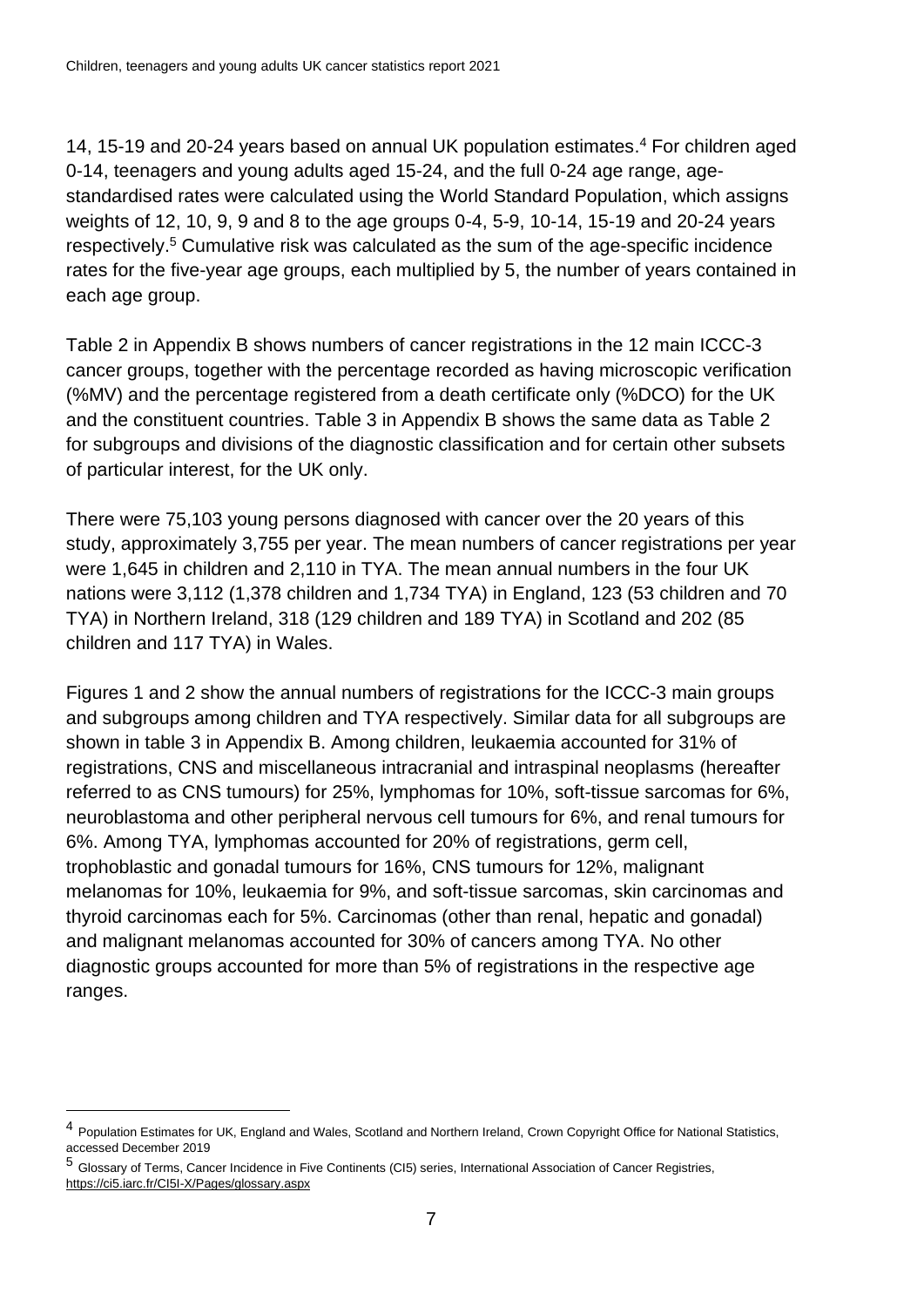14, 15-19 and 20-24 years based on annual UK population estimates.[4] For children aged 0-14, teenagers and young adults aged 15-24, and the full 0-24 age range, age-standardised rates were calculated using the World Standard Population, which assigns weights of 12, 10, 9, 9 and 8 to the age groups 0-4, 5-9, 10-14, 15-19 and 20-24 years respectively.[5] Cumulative risk was calculated as the sum of the age-specific incidence rates for the five-year age groups, each multiplied by 5, the number of years contained in each age group.

Table 2 in Appendix B shows numbers of cancer registrations in the 12 main ICCC-3 cancer groups, together with the percentage recorded as having microscopic verification (%MV) and the percentage registered from a death certificate only (%DCO) for the UK and the constituent countries. Table 3 in Appendix B shows the same data as Table 2 for subgroups and divisions of the diagnostic classification and for certain other subsets of particular interest, for the UK only.

There were 75,103 young persons diagnosed with cancer over the 20 years of this study, approximately 3,755 per year. The mean numbers of cancer registrations per year were 1,645 in children and 2,110 in TYA. The mean annual numbers in the four UK nations were 3,112 (1,378 children and 1,734 TYA) in England, 123 (53 children and 70 TYA) in Northern Ireland, 318 (129 children and 189 TYA) in Scotland and 202 (85 children and 117 TYA) in Wales.

Figures 1 and 2 show the annual numbers of registrations for the ICCC-3 main groups and subgroups among children and TYA respectively. Similar data for all subgroups are shown in table 3 in Appendix B. Among children, leukaemia accounted for 31% of registrations, CNS and miscellaneous intracranial and intraspinal neoplasms (hereafter referred to as CNS tumours) for 25%, lymphomas for 10%, soft-tissue sarcomas for 6%, neuroblastoma and other peripheral nervous cell tumours for 6%, and renal tumours for 6%. Among TYA, lymphomas accounted for 20% of registrations, germ cell, trophoblastic and gonadal tumours for 16%, CNS tumours for 12%, malignant melanomas for 10%, leukaemia for 9%, and soft-tissue sarcomas, skin carcinomas and thyroid carcinomas each for 5%. Carcinomas (other than renal, hepatic and gonadal) and malignant melanomas accounted for 30% of cancers among TYA. No other diagnostic groups accounted for more than 5% of registrations in the respective age ranges.

---

[4] Population Estimates for UK, England and Wales, Scotland and Northern Ireland, Crown Copyright Office for National Statistics, accessed December 2019

[5] Glossary of Terms, Cancer Incidence in Five Continents (CI5) series, International Association of Cancer Registries, https://ci5.iarc.fr/CI5I-X/Pages/glossary.aspx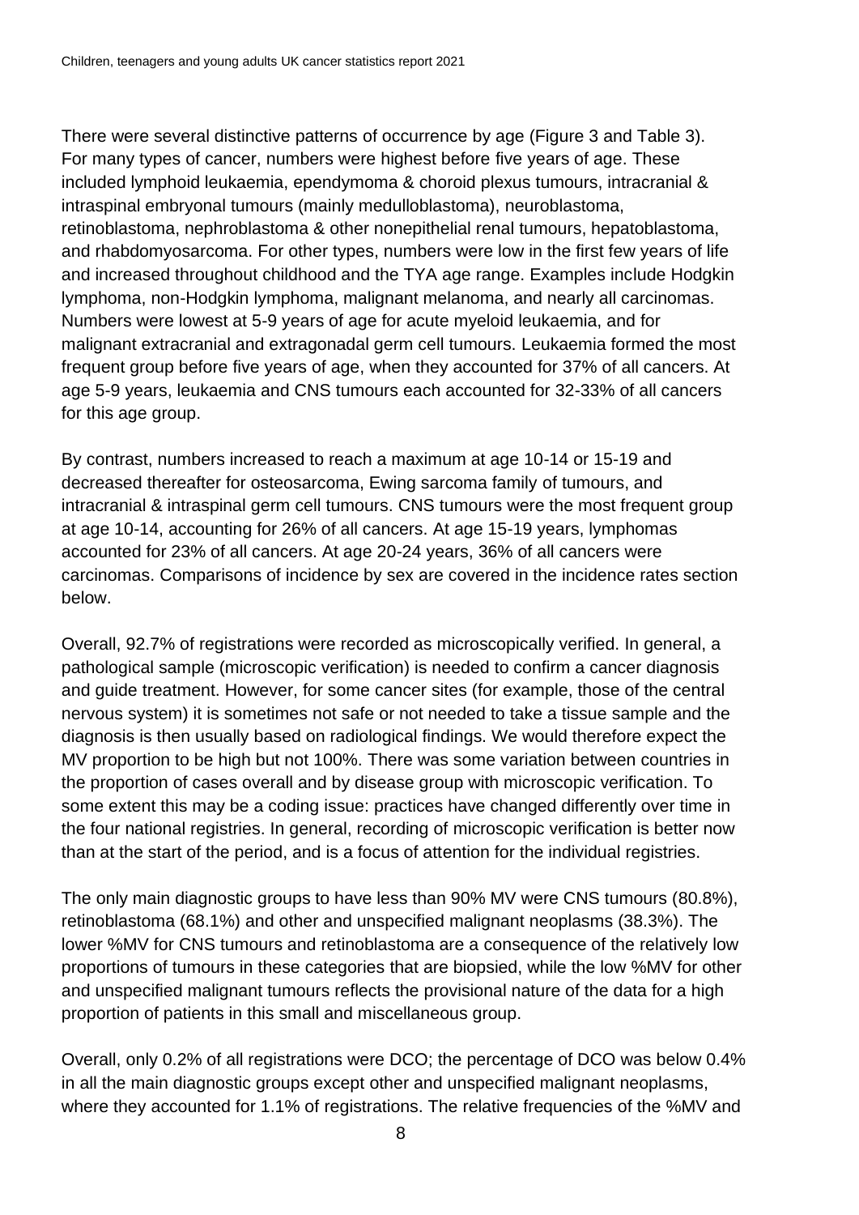There were several distinctive patterns of occurrence by age (Figure 3 and Table 3). For many types of cancer, numbers were highest before five years of age. These included lymphoid leukaemia, ependymoma & choroid plexus tumours, intracranial & intraspinal embryonal tumours (mainly medulloblastoma), neuroblastoma, retinoblastoma, nephroblastoma & other nonepithelial renal tumours, hepatoblastoma, and rhabdomyosarcoma. For other types, numbers were low in the first few years of life and increased throughout childhood and the TYA age range. Examples include Hodgkin lymphoma, non-Hodgkin lymphoma, malignant melanoma, and nearly all carcinomas. Numbers were lowest at 5-9 years of age for acute myeloid leukaemia, and for malignant extracranial and extragonadal germ cell tumours. Leukaemia formed the most frequent group before five years of age, when they accounted for 37% of all cancers. At age 5-9 years, leukaemia and CNS tumours each accounted for 32-33% of all cancers for this age group.

By contrast, numbers increased to reach a maximum at age 10-14 or 15-19 and decreased thereafter for osteosarcoma, Ewing sarcoma family of tumours, and intracranial & intraspinal germ cell tumours. CNS tumours were the most frequent group at age 10-14, accounting for 26% of all cancers. At age 15-19 years, lymphomas accounted for 23% of all cancers. At age 20-24 years, 36% of all cancers were carcinomas. Comparisons of incidence by sex are covered in the incidence rates section below.

Overall, 92.7% of registrations were recorded as microscopically verified. In general, a pathological sample (microscopic verification) is needed to confirm a cancer diagnosis and guide treatment. However, for some cancer sites (for example, those of the central nervous system) it is sometimes not safe or not needed to take a tissue sample and the diagnosis is then usually based on radiological findings. We would therefore expect the MV proportion to be high but not 100%. There was some variation between countries in the proportion of cases overall and by disease group with microscopic verification. To some extent this may be a coding issue: practices have changed differently over time in the four national registries. In general, recording of microscopic verification is better now than at the start of the period, and is a focus of attention for the individual registries.

The only main diagnostic groups to have less than 90% MV were CNS tumours (80.8%), retinoblastoma (68.1%) and other and unspecified malignant neoplasms (38.3%). The lower %MV for CNS tumours and retinoblastoma are a consequence of the relatively low proportions of tumours in these categories that are biopsied, while the low %MV for other and unspecified malignant tumours reflects the provisional nature of the data for a high proportion of patients in this small and miscellaneous group.

Overall, only 0.2% of all registrations were DCO; the percentage of DCO was below 0.4% in all the main diagnostic groups except other and unspecified malignant neoplasms, where they accounted for 1.1% of registrations. The relative frequencies of the %MV and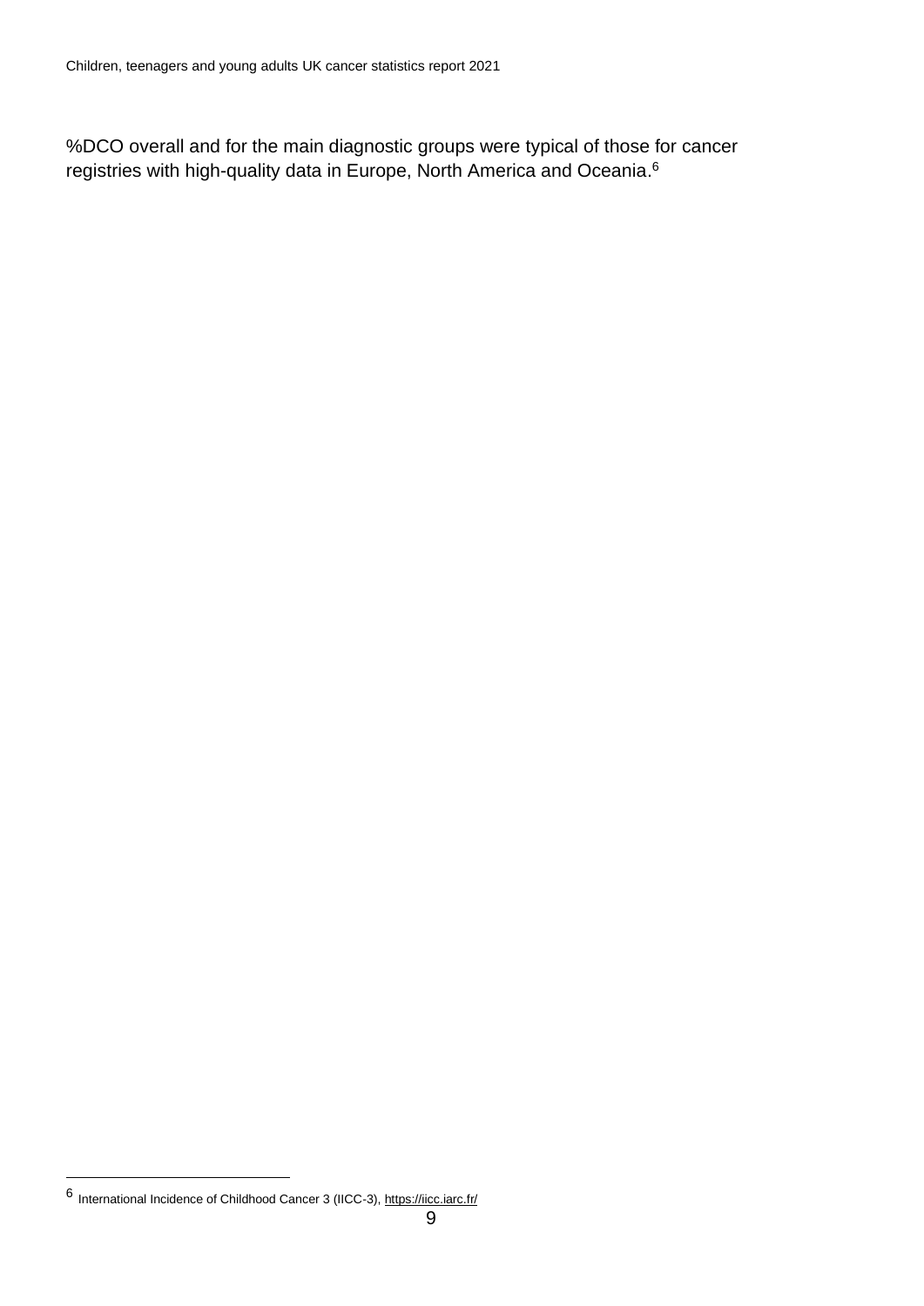%DCO overall and for the main diagnostic groups were typical of those for cancer registries with high-quality data in Europe, North America and Oceania.[6]

---

[6] International Incidence of Childhood Cancer 3 (IICC-3), https://iicc.iarc.fr/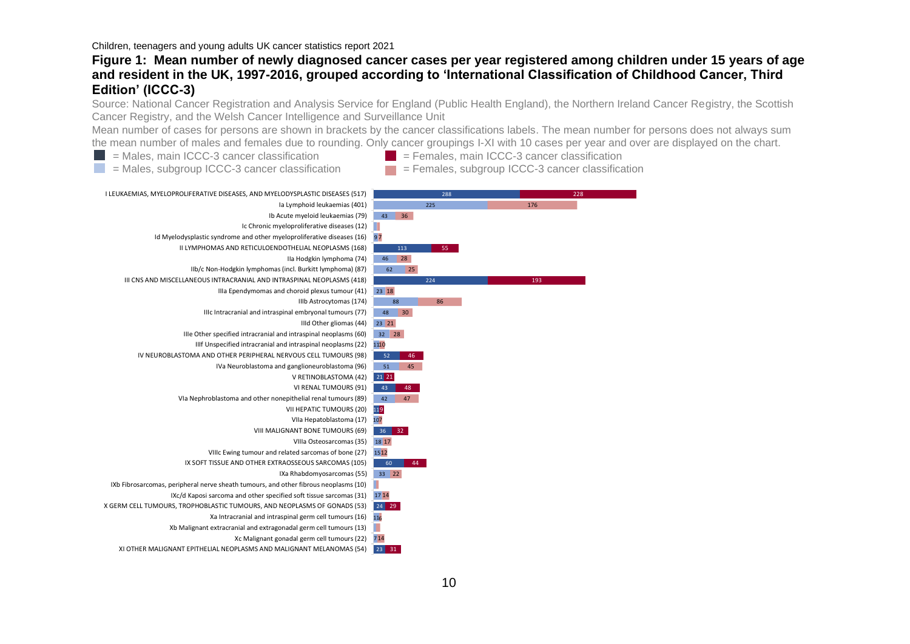Children, teenagers and young adults UK cancer statistics report 2021

## Figure 1: Mean number of newly diagnosed cancer cases per year registered among children under 15 years of age and resident in the UK, 1997-2016, grouped according to 'International Classification of Childhood Cancer, Third Edition' (ICCC-3)

Source: National Cancer Registration and Analysis Service for England (Public Health England), the Northern Ireland Cancer Registry, the Scottish Cancer Registry, and the Welsh Cancer Intelligence and Surveillance Unit

Mean number of cases for persons are shown in brackets by the cancer classifications labels. The mean number for persons does not always sum the mean number of males and females due to rounding. Only cancer groupings I-XI with 10 cases per year and over are displayed on the chart.

- = Males, main ICCC-3 cancer classification
- = Males, subgroup ICCC-3 cancer classification
- = Females, main ICCC-3 cancer classification
- = Females, subgroup ICCC-3 cancer classification

| Cancer classification | Males | Females |
|---|---|---|
| I LEUKAEMIAS, MYELOPROLIFERATIVE DISEASES, AND MYELODYSPLASTIC DISEASES (517) | 288 | 228 |
| Ia Lymphoid leukaemias (401) | 225 | 176 |
| Ib Acute myeloid leukaemias (79) | 43 | 36 |
| Ic Chronic myeloproliferative diseases (12) | | |
| Id Myelodysplastic syndrome and other myeloproliferative diseases (16) | 9 | 7 |
| II LYMPHOMAS AND RETICULOENDOTHELIAL NEOPLASMS (168) | 113 | 55 |
| IIa Hodgkin lymphoma (74) | 46 | 28 |
| IIb/c Non-Hodgkin lymphomas (incl. Burkitt lymphoma) (87) | 62 | 25 |
| III CNS AND MISCELLANEOUS INTRACRANIAL AND INTRASPINAL NEOPLASMS (418) | 224 | 193 |
| IIIa Ependymomas and choroid plexus tumour (41) | 23 | 18 |
| IIIb Astrocytomas (174) | 88 | 86 |
| IIIc Intracranial and intraspinal embryonal tumours (77) | 48 | 30 |
| IIId Other gliomas (44) | 23 | 21 |
| IIIe Other specified intracranial and intraspinal neoplasms (60) | 32 | 28 |
| IIIf Unspecified intracranial and intraspinal neoplasms (22) | 11 | 10 |
| IV NEUROBLASTOMA AND OTHER PERIPHERAL NERVOUS CELL TUMOURS (98) | 52 | 46 |
| IVa Neuroblastoma and ganglioneuroblastoma (96) | 51 | 45 |
| V RETINOBLASTOMA (42) | 21 | 21 |
| VI RENAL TUMOURS (91) | 43 | 48 |
| VIa Nephroblastoma and other nonepithelial renal tumours (89) | 42 | 47 |
| VII HEPATIC TUMOURS (20) | 11 | 9 |
| VIIa Hepatoblastoma (17) | 10 | 7 |
| VIII MALIGNANT BONE TUMOURS (69) | 36 | 32 |
| VIIIa Osteosarcomas (35) | 18 | 17 |
| VIIIc Ewing tumour and related sarcomas of bone (27) | 15 | 12 |
| IX SOFT TISSUE AND OTHER EXTRAOSSEOUS SARCOMAS (105) | 60 | 44 |
| IXa Rhabdomyosarcomas (55) | 33 | 22 |
| IXb Fibrosarcomas, peripheral nerve sheath tumours, and other fibrous neoplasms (10) | | |
| IXc/d Kaposi sarcoma and other specified soft tissue sarcomas (31) | 17 | 14 |
| X GERM CELL TUMOURS, TROPHOBLASTIC TUMOURS, AND NEOPLASMS OF GONADS (53) | 24 | 29 |
| Xa Intracranial and intraspinal germ cell tumours (16) | 11 | 6 |
| Xb Malignant extracranial and extragonadal germ cell tumours (13) | | |
| Xc Malignant gonadal germ cell tumours (22) | 7 | 14 |
| XI OTHER MALIGNANT EPITHELIAL NEOPLASMS AND MALIGNANT MELANOMAS (54) | 23 | 31 |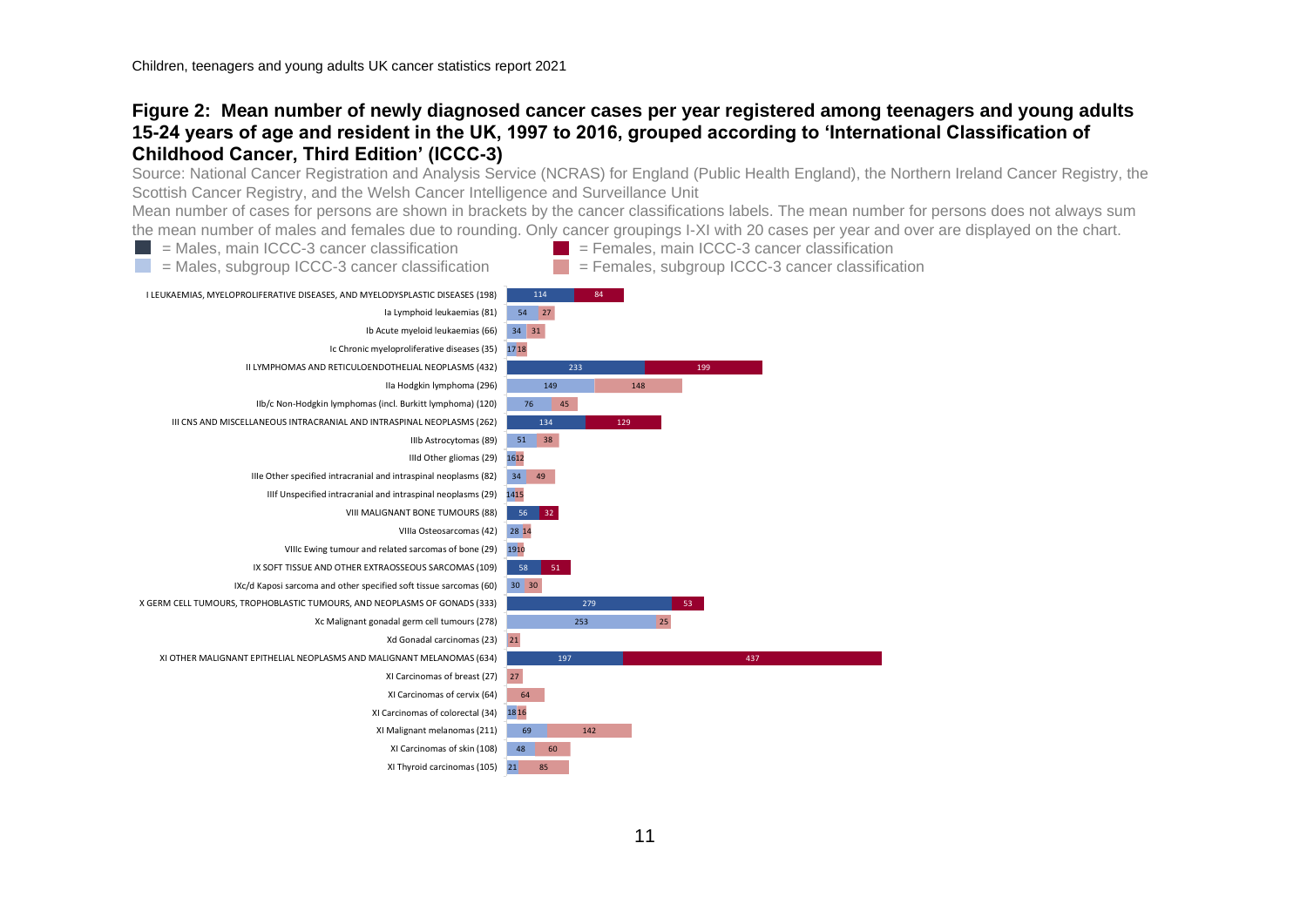## Figure 2: Mean number of newly diagnosed cancer cases per year registered among teenagers and young adults 15-24 years of age and resident in the UK, 1997 to 2016, grouped according to 'International Classification of Childhood Cancer, Third Edition' (ICCC-3)

Source: National Cancer Registration and Analysis Service (NCRAS) for England (Public Health England), the Northern Ireland Cancer Registry, the Scottish Cancer Registry, and the Welsh Cancer Intelligence and Surveillance Unit

Mean number of cases for persons are shown in brackets by the cancer classifications labels. The mean number for persons does not always sum the mean number of males and females due to rounding. Only cancer groupings I-XI with 20 cases per year and over are displayed on the chart.

- = Males, main ICCC-3 cancer classification
- = Females, main ICCC-3 cancer classification
- = Males, subgroup ICCC-3 cancer classification
- = Females, subgroup ICCC-3 cancer classification

| Cancer classification (persons) | Males | Females |
|---|---|---|
| I LEUKAEMIAS, MYELOPROLIFERATIVE DISEASES, AND MYELODYSPLASTIC DISEASES (198) | 114 | 84 |
| Ia Lymphoid leukaemias (81) | 54 | 27 |
| Ib Acute myeloid leukaemias (66) | 34 | 31 |
| Ic Chronic myeloproliferative diseases (35) | 17 | 18 |
| II LYMPHOMAS AND RETICULOENDOTHELIAL NEOPLASMS (432) | 233 | 199 |
| IIa Hodgkin lymphoma (296) | 149 | 148 |
| IIb/c Non-Hodgkin lymphomas (incl. Burkitt lymphoma) (120) | 76 | 45 |
| III CNS AND MISCELLANEOUS INTRACRANIAL AND INTRASPINAL NEOPLASMS (262) | 134 | 129 |
| IIIb Astrocytomas (89) | 51 | 38 |
| IIId Other gliomas (29) | 16 | 12 |
| IIIe Other specified intracranial and intraspinal neoplasms (82) | 34 | 49 |
| IIIf Unspecified intracranial and intraspinal neoplasms (29) | 14 | 15 |
| VIII MALIGNANT BONE TUMOURS (88) | 56 | 32 |
| VIIIa Osteosarcomas (42) | 28 | 14 |
| VIIIc Ewing tumour and related sarcomas of bone (29) | 19 | 10 |
| IX SOFT TISSUE AND OTHER EXTRAOSSEOUS SARCOMAS (109) | 58 | 51 |
| IXc/d Kaposi sarcoma and other specified soft tissue sarcomas (60) | 30 | 30 |
| X GERM CELL TUMOURS, TROPHOBLASTIC TUMOURS, AND NEOPLASMS OF GONADS (333) | 279 | 53 |
| Xc Malignant gonadal germ cell tumours (278) | 253 | 25 |
| Xd Gonadal carcinomas (23) | | 21 |
| XI OTHER MALIGNANT EPITHELIAL NEOPLASMS AND MALIGNANT MELANOMAS (634) | 197 | 437 |
| XI Carcinomas of breast (27) | | 27 |
| XI Carcinomas of cervix (64) | | 64 |
| XI Carcinomas of colorectal (34) | 18 | 16 |
| XI Malignant melanomas (211) | 69 | 142 |
| XI Carcinomas of skin (108) | 48 | 60 |
| XI Thyroid carcinomas (105) | 21 | 85 |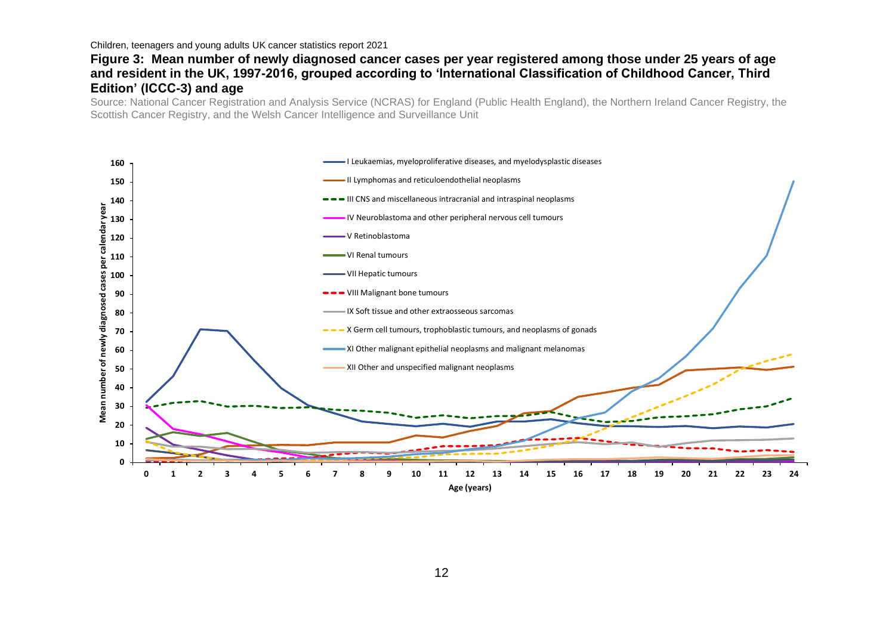**Figure 3: Mean number of newly diagnosed cancer cases per year registered among those under 25 years of age and resident in the UK, 1997-2016, grouped according to 'International Classification of Childhood Cancer, Third Edition' (ICCC-3) and age**

Source: National Cancer Registration and Analysis Service (NCRAS) for England (Public Health England), the Northern Ireland Cancer Registry, the Scottish Cancer Registry, and the Welsh Cancer Intelligence and Surveillance Unit

Mean number of newly diagnosed cases per calendar year

- I Leukaemias, myeloproliferative diseases, and myelodysplastic diseases
- II Lymphomas and reticuloendothelial neoplasms
- III CNS and miscellaneous intracranial and intraspinal neoplasms
- IV Neuroblastoma and other peripheral nervous cell tumours
- V Retinoblastoma
- VI Renal tumours
- VII Hepatic tumours
- VIII Malignant bone tumours
- IX Soft tissue and other extraosseous sarcomas
- X Germ cell tumours, trophoblastic tumours, and neoplasms of gonads
- XI Other malignant epithelial neoplasms and malignant melanomas
- XII Other and unspecified malignant neoplasms

Age (years)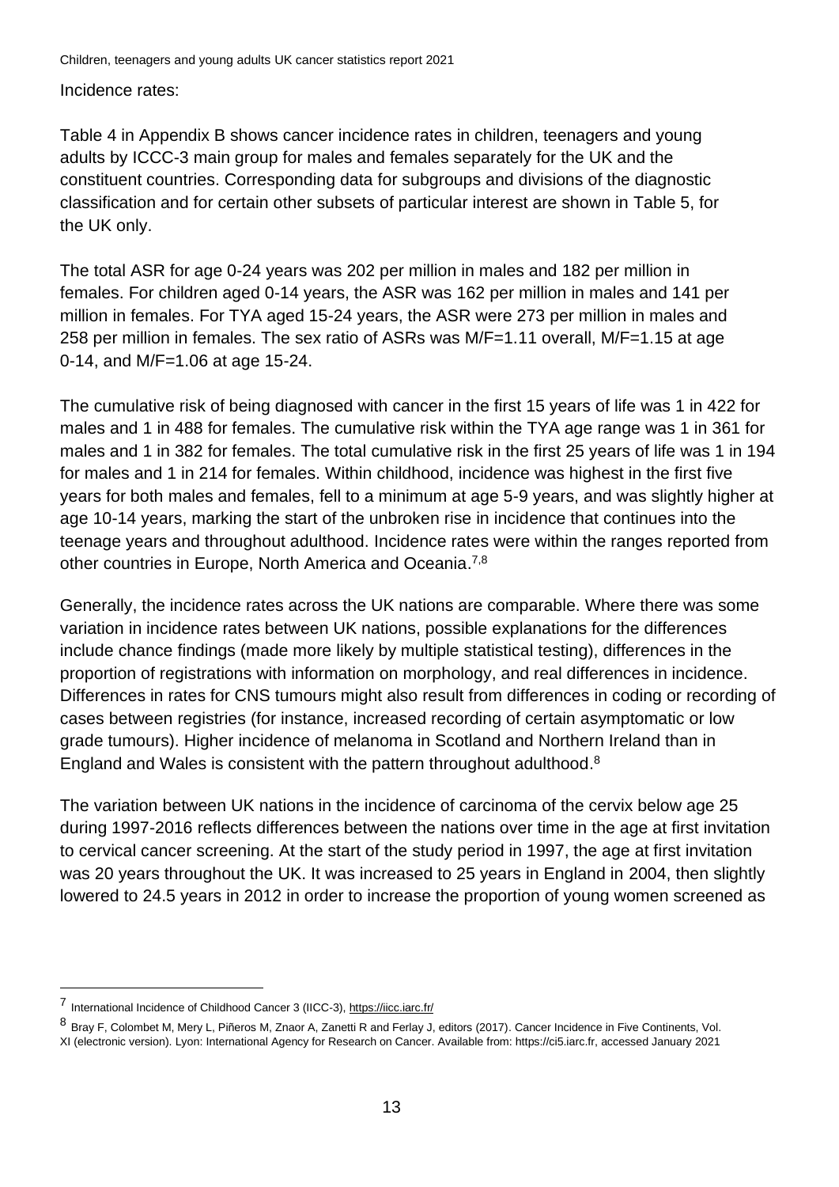Incidence rates:

Table 4 in Appendix B shows cancer incidence rates in children, teenagers and young adults by ICCC-3 main group for males and females separately for the UK and the constituent countries. Corresponding data for subgroups and divisions of the diagnostic classification and for certain other subsets of particular interest are shown in Table 5, for the UK only.

The total ASR for age 0-24 years was 202 per million in males and 182 per million in females. For children aged 0-14 years, the ASR was 162 per million in males and 141 per million in females. For TYA aged 15-24 years, the ASR were 273 per million in males and 258 per million in females. The sex ratio of ASRs was M/F=1.11 overall, M/F=1.15 at age 0-14, and M/F=1.06 at age 15-24.

The cumulative risk of being diagnosed with cancer in the first 15 years of life was 1 in 422 for males and 1 in 488 for females. The cumulative risk within the TYA age range was 1 in 361 for males and 1 in 382 for females. The total cumulative risk in the first 25 years of life was 1 in 194 for males and 1 in 214 for females. Within childhood, incidence was highest in the first five years for both males and females, fell to a minimum at age 5-9 years, and was slightly higher at age 10-14 years, marking the start of the unbroken rise in incidence that continues into the teenage years and throughout adulthood. Incidence rates were within the ranges reported from other countries in Europe, North America and Oceania.[7,8]

Generally, the incidence rates across the UK nations are comparable. Where there was some variation in incidence rates between UK nations, possible explanations for the differences include chance findings (made more likely by multiple statistical testing), differences in the proportion of registrations with information on morphology, and real differences in incidence. Differences in rates for CNS tumours might also result from differences in coding or recording of cases between registries (for instance, increased recording of certain asymptomatic or low grade tumours). Higher incidence of melanoma in Scotland and Northern Ireland than in England and Wales is consistent with the pattern throughout adulthood.[8]

The variation between UK nations in the incidence of carcinoma of the cervix below age 25 during 1997-2016 reflects differences between the nations over time in the age at first invitation to cervical cancer screening. At the start of the study period in 1997, the age at first invitation was 20 years throughout the UK. It was increased to 25 years in England in 2004, then slightly lowered to 24.5 years in 2012 in order to increase the proportion of young women screened as

---

[7] International Incidence of Childhood Cancer 3 (IICC-3), https://iicc.iarc.fr/

[8] Bray F, Colombet M, Mery L, Piñeros M, Znaor A, Zanetti R and Ferlay J, editors (2017). Cancer Incidence in Five Continents, Vol. XI (electronic version). Lyon: International Agency for Research on Cancer. Available from: https://ci5.iarc.fr, accessed January 2021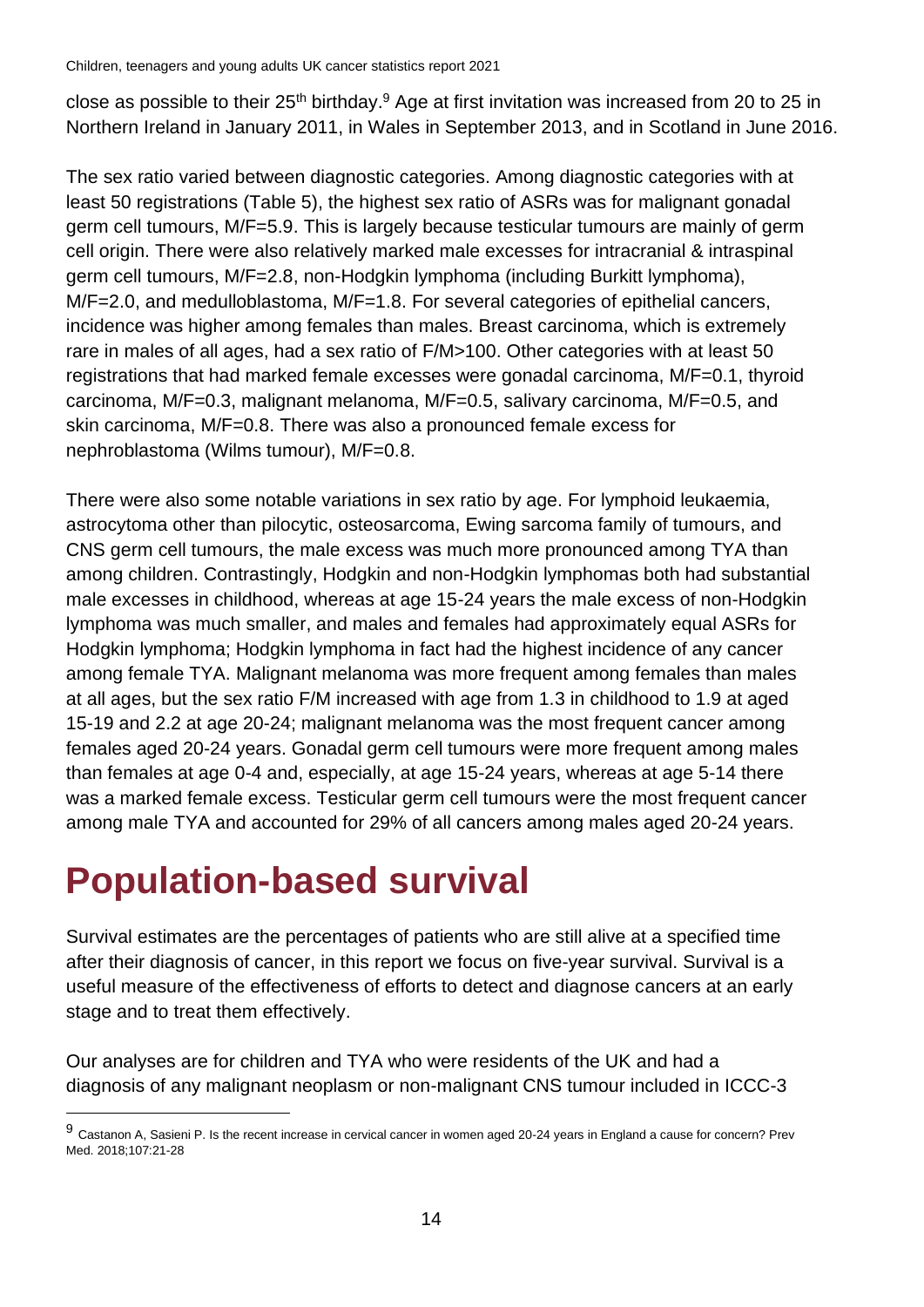close as possible to their 25th birthday.[9] Age at first invitation was increased from 20 to 25 in Northern Ireland in January 2011, in Wales in September 2013, and in Scotland in June 2016.

The sex ratio varied between diagnostic categories. Among diagnostic categories with at least 50 registrations (Table 5), the highest sex ratio of ASRs was for malignant gonadal germ cell tumours, M/F=5.9. This is largely because testicular tumours are mainly of germ cell origin. There were also relatively marked male excesses for intracranial & intraspinal germ cell tumours, M/F=2.8, non-Hodgkin lymphoma (including Burkitt lymphoma), M/F=2.0, and medulloblastoma, M/F=1.8. For several categories of epithelial cancers, incidence was higher among females than males. Breast carcinoma, which is extremely rare in males of all ages, had a sex ratio of F/M>100. Other categories with at least 50 registrations that had marked female excesses were gonadal carcinoma, M/F=0.1, thyroid carcinoma, M/F=0.3, malignant melanoma, M/F=0.5, salivary carcinoma, M/F=0.5, and skin carcinoma, M/F=0.8. There was also a pronounced female excess for nephroblastoma (Wilms tumour), M/F=0.8.

There were also some notable variations in sex ratio by age. For lymphoid leukaemia, astrocytoma other than pilocytic, osteosarcoma, Ewing sarcoma family of tumours, and CNS germ cell tumours, the male excess was much more pronounced among TYA than among children. Contrastingly, Hodgkin and non-Hodgkin lymphomas both had substantial male excesses in childhood, whereas at age 15-24 years the male excess of non-Hodgkin lymphoma was much smaller, and males and females had approximately equal ASRs for Hodgkin lymphoma; Hodgkin lymphoma in fact had the highest incidence of any cancer among female TYA. Malignant melanoma was more frequent among females than males at all ages, but the sex ratio F/M increased with age from 1.3 in childhood to 1.9 at aged 15-19 and 2.2 at age 20-24; malignant melanoma was the most frequent cancer among females aged 20-24 years. Gonadal germ cell tumours were more frequent among males than females at age 0-4 and, especially, at age 15-24 years, whereas at age 5-14 there was a marked female excess. Testicular germ cell tumours were the most frequent cancer among male TYA and accounted for 29% of all cancers among males aged 20-24 years.

# Population-based survival

Survival estimates are the percentages of patients who are still alive at a specified time after their diagnosis of cancer, in this report we focus on five-year survival. Survival is a useful measure of the effectiveness of efforts to detect and diagnose cancers at an early stage and to treat them effectively.

Our analyses are for children and TYA who were residents of the UK and had a diagnosis of any malignant neoplasm or non-malignant CNS tumour included in ICCC-3

---

[9] Castanon A, Sasieni P. Is the recent increase in cervical cancer in women aged 20-24 years in England a cause for concern? Prev Med. 2018;107:21-28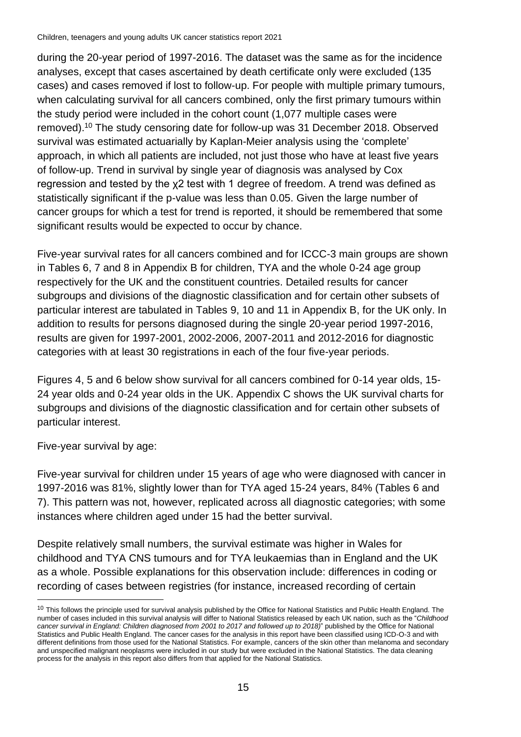during the 20-year period of 1997-2016. The dataset was the same as for the incidence analyses, except that cases ascertained by death certificate only were excluded (135 cases) and cases removed if lost to follow-up. For people with multiple primary tumours, when calculating survival for all cancers combined, only the first primary tumours within the study period were included in the cohort count (1,077 multiple cases were removed).[10] The study censoring date for follow-up was 31 December 2018. Observed survival was estimated actuarially by Kaplan-Meier analysis using the 'complete' approach, in which all patients are included, not just those who have at least five years of follow-up. Trend in survival by single year of diagnosis was analysed by Cox regression and tested by the $\chi2$ test with 1 degree of freedom. A trend was defined as statistically significant if the p-value was less than 0.05. Given the large number of cancer groups for which a test for trend is reported, it should be remembered that some significant results would be expected to occur by chance.

Five-year survival rates for all cancers combined and for ICCC-3 main groups are shown in Tables 6, 7 and 8 in Appendix B for children, TYA and the whole 0-24 age group respectively for the UK and the constituent countries. Detailed results for cancer subgroups and divisions of the diagnostic classification and for certain other subsets of particular interest are tabulated in Tables 9, 10 and 11 in Appendix B, for the UK only. In addition to results for persons diagnosed during the single 20-year period 1997-2016, results are given for 1997-2001, 2002-2006, 2007-2011 and 2012-2016 for diagnostic categories with at least 30 registrations in each of the four five-year periods.

Figures 4, 5 and 6 below show survival for all cancers combined for 0-14 year olds, 15-24 year olds and 0-24 year olds in the UK. Appendix C shows the UK survival charts for subgroups and divisions of the diagnostic classification and for certain other subsets of particular interest.

Five-year survival by age:

Five-year survival for children under 15 years of age who were diagnosed with cancer in 1997-2016 was 81%, slightly lower than for TYA aged 15-24 years, 84% (Tables 6 and 7). This pattern was not, however, replicated across all diagnostic categories; with some instances where children aged under 15 had the better survival.

Despite relatively small numbers, the survival estimate was higher in Wales for childhood and TYA CNS tumours and for TYA leukaemias than in England and the UK as a whole. Possible explanations for this observation include: differences in coding or recording of cases between registries (for instance, increased recording of certain

[10] This follows the principle used for survival analysis published by the Office for National Statistics and Public Health England. The number of cases included in this survival analysis will differ to National Statistics released by each UK nation, such as the "*Childhood cancer survival in England: Children diagnosed from 2001 to 2017 and followed up to 2018)*" published by the Office for National Statistics and Public Health England. The cancer cases for the analysis in this report have been classified using ICD-O-3 and with different definitions from those used for the National Statistics. For example, cancers of the skin other than melanoma and secondary and unspecified malignant neoplasms were included in our study but were excluded in the National Statistics. The data cleaning process for the analysis in this report also differs from that applied for the National Statistics.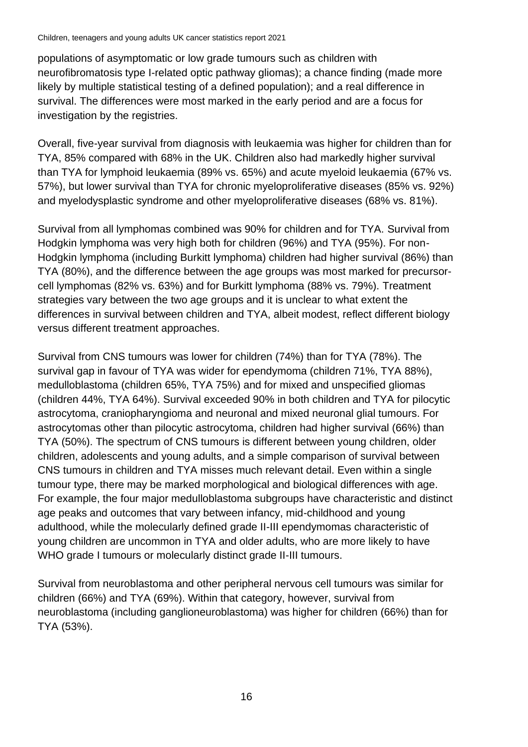populations of asymptomatic or low grade tumours such as children with neurofibromatosis type I-related optic pathway gliomas); a chance finding (made more likely by multiple statistical testing of a defined population); and a real difference in survival. The differences were most marked in the early period and are a focus for investigation by the registries.

Overall, five-year survival from diagnosis with leukaemia was higher for children than for TYA, 85% compared with 68% in the UK. Children also had markedly higher survival than TYA for lymphoid leukaemia (89% vs. 65%) and acute myeloid leukaemia (67% vs. 57%), but lower survival than TYA for chronic myeloproliferative diseases (85% vs. 92%) and myelodysplastic syndrome and other myeloproliferative diseases (68% vs. 81%).

Survival from all lymphomas combined was 90% for children and for TYA. Survival from Hodgkin lymphoma was very high both for children (96%) and TYA (95%). For non-Hodgkin lymphoma (including Burkitt lymphoma) children had higher survival (86%) than TYA (80%), and the difference between the age groups was most marked for precursor-cell lymphomas (82% vs. 63%) and for Burkitt lymphoma (88% vs. 79%). Treatment strategies vary between the two age groups and it is unclear to what extent the differences in survival between children and TYA, albeit modest, reflect different biology versus different treatment approaches.

Survival from CNS tumours was lower for children (74%) than for TYA (78%). The survival gap in favour of TYA was wider for ependymoma (children 71%, TYA 88%), medulloblastoma (children 65%, TYA 75%) and for mixed and unspecified gliomas (children 44%, TYA 64%). Survival exceeded 90% in both children and TYA for pilocytic astrocytoma, craniopharyngioma and neuronal and mixed neuronal glial tumours. For astrocytomas other than pilocytic astrocytoma, children had higher survival (66%) than TYA (50%). The spectrum of CNS tumours is different between young children, older children, adolescents and young adults, and a simple comparison of survival between CNS tumours in children and TYA misses much relevant detail. Even within a single tumour type, there may be marked morphological and biological differences with age. For example, the four major medulloblastoma subgroups have characteristic and distinct age peaks and outcomes that vary between infancy, mid-childhood and young adulthood, while the molecularly defined grade II-III ependymomas characteristic of young children are uncommon in TYA and older adults, who are more likely to have WHO grade I tumours or molecularly distinct grade II-III tumours.

Survival from neuroblastoma and other peripheral nervous cell tumours was similar for children (66%) and TYA (69%). Within that category, however, survival from neuroblastoma (including ganglioneuroblastoma) was higher for children (66%) than for TYA (53%).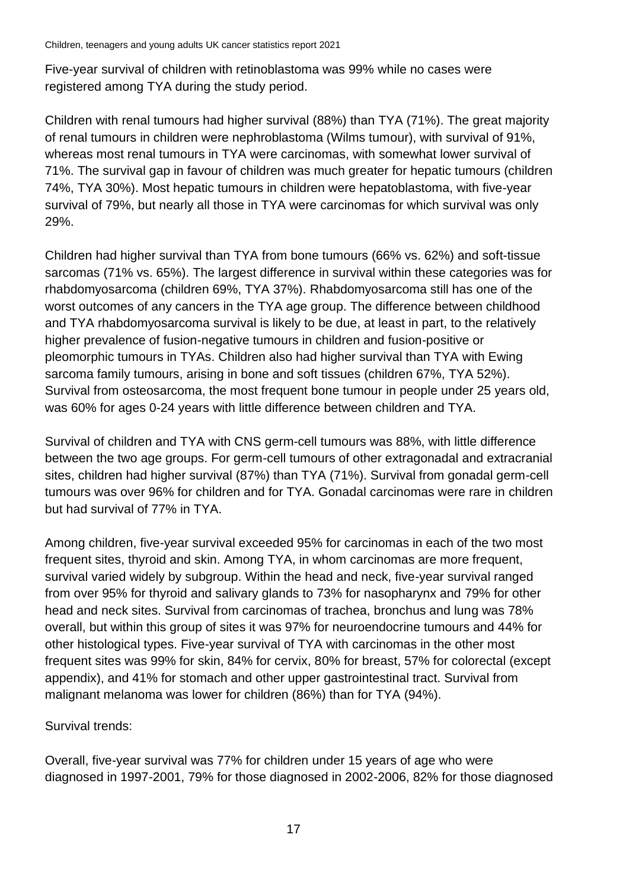Five-year survival of children with retinoblastoma was 99% while no cases were registered among TYA during the study period.

Children with renal tumours had higher survival (88%) than TYA (71%). The great majority of renal tumours in children were nephroblastoma (Wilms tumour), with survival of 91%, whereas most renal tumours in TYA were carcinomas, with somewhat lower survival of 71%. The survival gap in favour of children was much greater for hepatic tumours (children 74%, TYA 30%). Most hepatic tumours in children were hepatoblastoma, with five-year survival of 79%, but nearly all those in TYA were carcinomas for which survival was only 29%.

Children had higher survival than TYA from bone tumours (66% vs. 62%) and soft-tissue sarcomas (71% vs. 65%). The largest difference in survival within these categories was for rhabdomyosarcoma (children 69%, TYA 37%). Rhabdomyosarcoma still has one of the worst outcomes of any cancers in the TYA age group. The difference between childhood and TYA rhabdomyosarcoma survival is likely to be due, at least in part, to the relatively higher prevalence of fusion-negative tumours in children and fusion-positive or pleomorphic tumours in TYAs. Children also had higher survival than TYA with Ewing sarcoma family tumours, arising in bone and soft tissues (children 67%, TYA 52%). Survival from osteosarcoma, the most frequent bone tumour in people under 25 years old, was 60% for ages 0-24 years with little difference between children and TYA.

Survival of children and TYA with CNS germ-cell tumours was 88%, with little difference between the two age groups. For germ-cell tumours of other extragonadal and extracranial sites, children had higher survival (87%) than TYA (71%). Survival from gonadal germ-cell tumours was over 96% for children and for TYA. Gonadal carcinomas were rare in children but had survival of 77% in TYA.

Among children, five-year survival exceeded 95% for carcinomas in each of the two most frequent sites, thyroid and skin. Among TYA, in whom carcinomas are more frequent, survival varied widely by subgroup. Within the head and neck, five-year survival ranged from over 95% for thyroid and salivary glands to 73% for nasopharynx and 79% for other head and neck sites. Survival from carcinomas of trachea, bronchus and lung was 78% overall, but within this group of sites it was 97% for neuroendocrine tumours and 44% for other histological types. Five-year survival of TYA with carcinomas in the other most frequent sites was 99% for skin, 84% for cervix, 80% for breast, 57% for colorectal (except appendix), and 41% for stomach and other upper gastrointestinal tract. Survival from malignant melanoma was lower for children (86%) than for TYA (94%).

Survival trends:

Overall, five-year survival was 77% for children under 15 years of age who were diagnosed in 1997-2001, 79% for those diagnosed in 2002-2006, 82% for those diagnosed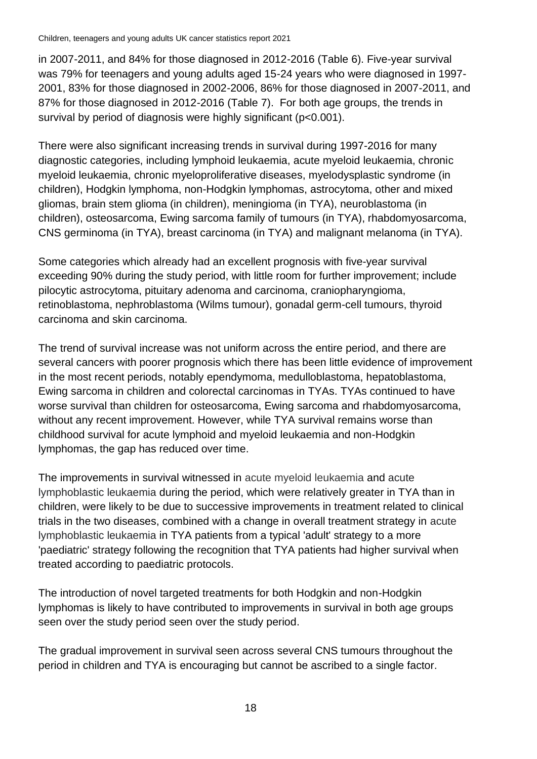in 2007-2011, and 84% for those diagnosed in 2012-2016 (Table 6). Five-year survival was 79% for teenagers and young adults aged 15-24 years who were diagnosed in 1997-2001, 83% for those diagnosed in 2002-2006, 86% for those diagnosed in 2007-2011, and 87% for those diagnosed in 2012-2016 (Table 7). For both age groups, the trends in survival by period of diagnosis were highly significant ($p<0.001$).

There were also significant increasing trends in survival during 1997-2016 for many diagnostic categories, including lymphoid leukaemia, acute myeloid leukaemia, chronic myeloid leukaemia, chronic myeloproliferative diseases, myelodysplastic syndrome (in children), Hodgkin lymphoma, non-Hodgkin lymphomas, astrocytoma, other and mixed gliomas, brain stem glioma (in children), meningioma (in TYA), neuroblastoma (in children), osteosarcoma, Ewing sarcoma family of tumours (in TYA), rhabdomyosarcoma, CNS germinoma (in TYA), breast carcinoma (in TYA) and malignant melanoma (in TYA).

Some categories which already had an excellent prognosis with five-year survival exceeding 90% during the study period, with little room for further improvement; include pilocytic astrocytoma, pituitary adenoma and carcinoma, craniopharyngioma, retinoblastoma, nephroblastoma (Wilms tumour), gonadal germ-cell tumours, thyroid carcinoma and skin carcinoma.

The trend of survival increase was not uniform across the entire period, and there are several cancers with poorer prognosis which there has been little evidence of improvement in the most recent periods, notably ependymoma, medulloblastoma, hepatoblastoma, Ewing sarcoma in children and colorectal carcinomas in TYAs. TYAs continued to have worse survival than children for osteosarcoma, Ewing sarcoma and rhabdomyosarcoma, without any recent improvement. However, while TYA survival remains worse than childhood survival for acute lymphoid and myeloid leukaemia and non-Hodgkin lymphomas, the gap has reduced over time.

The improvements in survival witnessed in acute myeloid leukaemia and acute lymphoblastic leukaemia during the period, which were relatively greater in TYA than in children, were likely to be due to successive improvements in treatment related to clinical trials in the two diseases, combined with a change in overall treatment strategy in acute lymphoblastic leukaemia in TYA patients from a typical 'adult' strategy to a more 'paediatric' strategy following the recognition that TYA patients had higher survival when treated according to paediatric protocols.

The introduction of novel targeted treatments for both Hodgkin and non-Hodgkin lymphomas is likely to have contributed to improvements in survival in both age groups seen over the study period seen over the study period.

The gradual improvement in survival seen across several CNS tumours throughout the period in children and TYA is encouraging but cannot be ascribed to a single factor.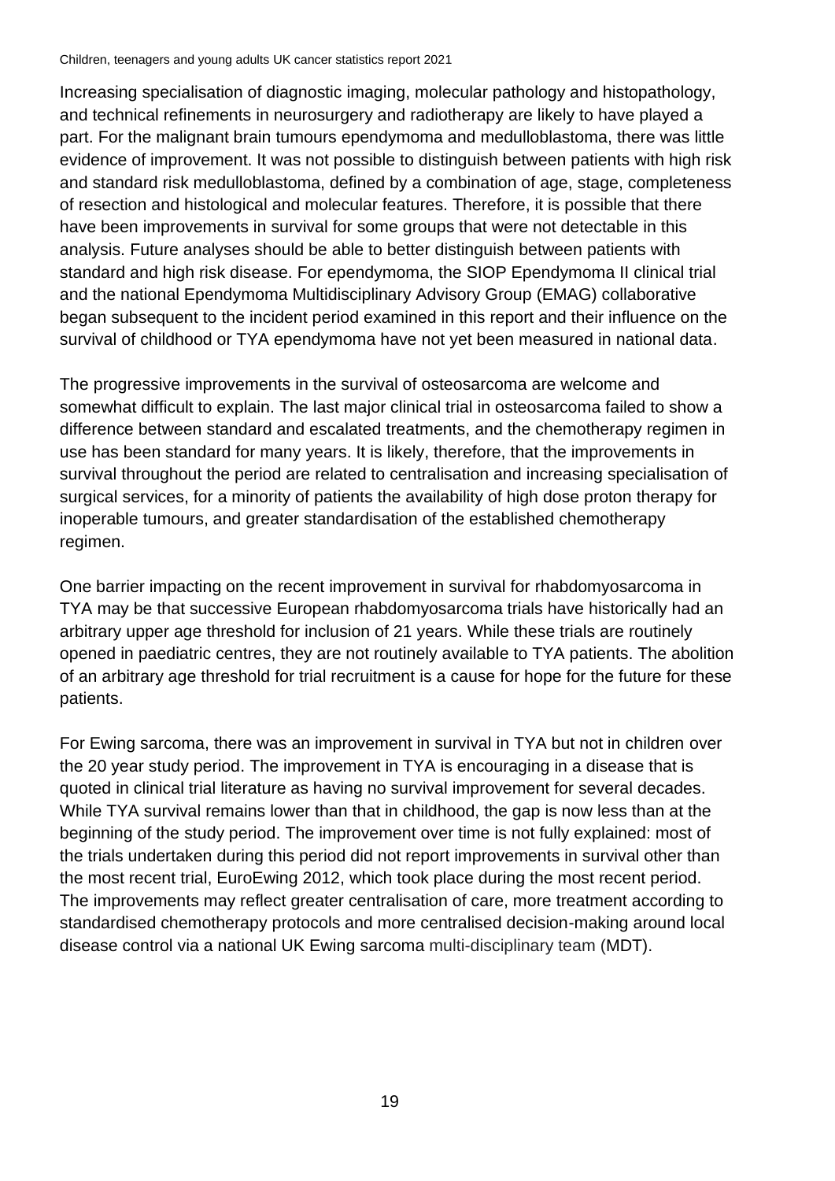Increasing specialisation of diagnostic imaging, molecular pathology and histopathology, and technical refinements in neurosurgery and radiotherapy are likely to have played a part. For the malignant brain tumours ependymoma and medulloblastoma, there was little evidence of improvement. It was not possible to distinguish between patients with high risk and standard risk medulloblastoma, defined by a combination of age, stage, completeness of resection and histological and molecular features. Therefore, it is possible that there have been improvements in survival for some groups that were not detectable in this analysis. Future analyses should be able to better distinguish between patients with standard and high risk disease. For ependymoma, the SIOP Ependymoma II clinical trial and the national Ependymoma Multidisciplinary Advisory Group (EMAG) collaborative began subsequent to the incident period examined in this report and their influence on the survival of childhood or TYA ependymoma have not yet been measured in national data.

The progressive improvements in the survival of osteosarcoma are welcome and somewhat difficult to explain. The last major clinical trial in osteosarcoma failed to show a difference between standard and escalated treatments, and the chemotherapy regimen in use has been standard for many years. It is likely, therefore, that the improvements in survival throughout the period are related to centralisation and increasing specialisation of surgical services, for a minority of patients the availability of high dose proton therapy for inoperable tumours, and greater standardisation of the established chemotherapy regimen.

One barrier impacting on the recent improvement in survival for rhabdomyosarcoma in TYA may be that successive European rhabdomyosarcoma trials have historically had an arbitrary upper age threshold for inclusion of 21 years. While these trials are routinely opened in paediatric centres, they are not routinely available to TYA patients. The abolition of an arbitrary age threshold for trial recruitment is a cause for hope for the future for these patients.

For Ewing sarcoma, there was an improvement in survival in TYA but not in children over the 20 year study period. The improvement in TYA is encouraging in a disease that is quoted in clinical trial literature as having no survival improvement for several decades. While TYA survival remains lower than that in childhood, the gap is now less than at the beginning of the study period. The improvement over time is not fully explained: most of the trials undertaken during this period did not report improvements in survival other than the most recent trial, EuroEwing 2012, which took place during the most recent period. The improvements may reflect greater centralisation of care, more treatment according to standardised chemotherapy protocols and more centralised decision-making around local disease control via a national UK Ewing sarcoma multi-disciplinary team (MDT).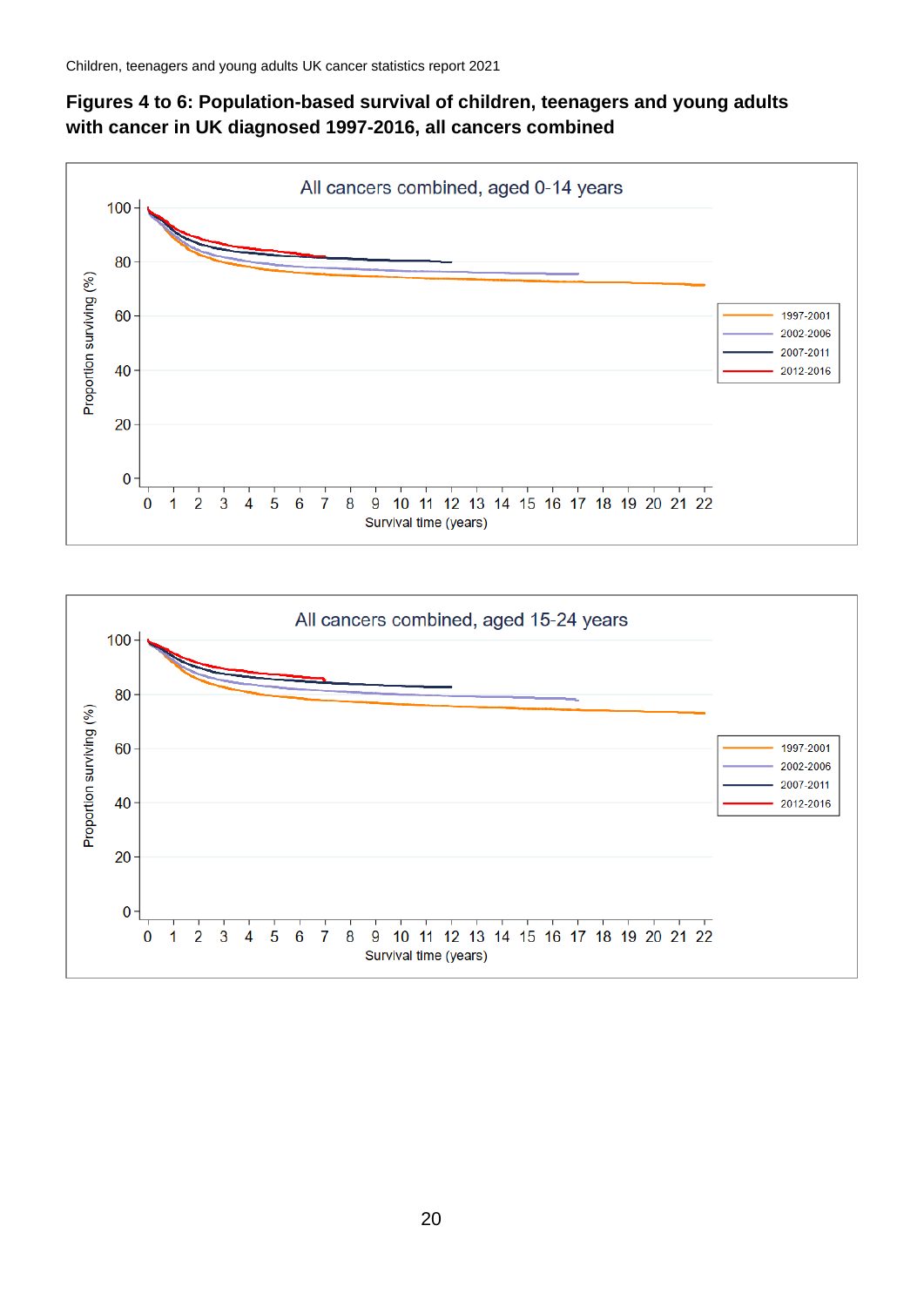## Figures 4 to 6: Population-based survival of children, teenagers and young adults with cancer in UK diagnosed 1997-2016, all cancers combined

All cancers combined, aged 0-14 years

Proportion surviving (%)

Survival time (years)

1997-2001
2002-2006
2007-2011
2012-2016

All cancers combined, aged 15-24 years

Proportion surviving (%)

Survival time (years)

1997-2001
2002-2006
2007-2011
2012-2016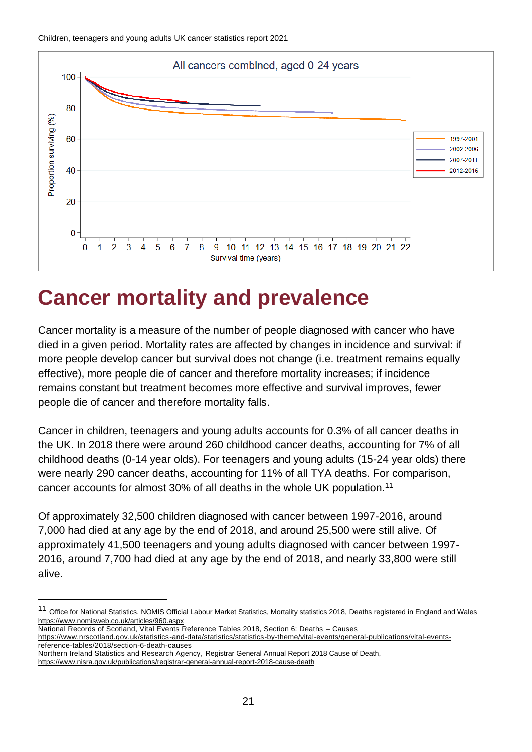All cancers combined, aged 0-24 years

# Cancer mortality and prevalence

Cancer mortality is a measure of the number of people diagnosed with cancer who have died in a given period. Mortality rates are affected by changes in incidence and survival: if more people develop cancer but survival does not change (i.e. treatment remains equally effective), more people die of cancer and therefore mortality increases; if incidence remains constant but treatment becomes more effective and survival improves, fewer people die of cancer and therefore mortality falls.

Cancer in children, teenagers and young adults accounts for 0.3% of all cancer deaths in the UK. In 2018 there were around 260 childhood cancer deaths, accounting for 7% of all childhood deaths (0-14 year olds). For teenagers and young adults (15-24 year olds) there were nearly 290 cancer deaths, accounting for 11% of all TYA deaths. For comparison, cancer accounts for almost 30% of all deaths in the whole UK population.[11]

Of approximately 32,500 children diagnosed with cancer between 1997-2016, around 7,000 had died at any age by the end of 2018, and around 25,500 were still alive. Of approximately 41,500 teenagers and young adults diagnosed with cancer between 1997-2016, around 7,700 had died at any age by the end of 2018, and nearly 33,800 were still alive.

---

[11] Office for National Statistics, NOMIS Official Labour Market Statistics, Mortality statistics 2018, Deaths registered in England and Wales https://www.nomisweb.co.uk/articles/960.aspx
National Records of Scotland, Vital Events Reference Tables 2018, Section 6: Deaths – Causes https://www.nrscotland.gov.uk/statistics-and-data/statistics/statistics-by-theme/vital-events/general-publications/vital-events-reference-tables/2018/section-6-death-causes
Northern Ireland Statistics and Research Agency, Registrar General Annual Report 2018 Cause of Death, https://www.nisra.gov.uk/publications/registrar-general-annual-report-2018-cause-death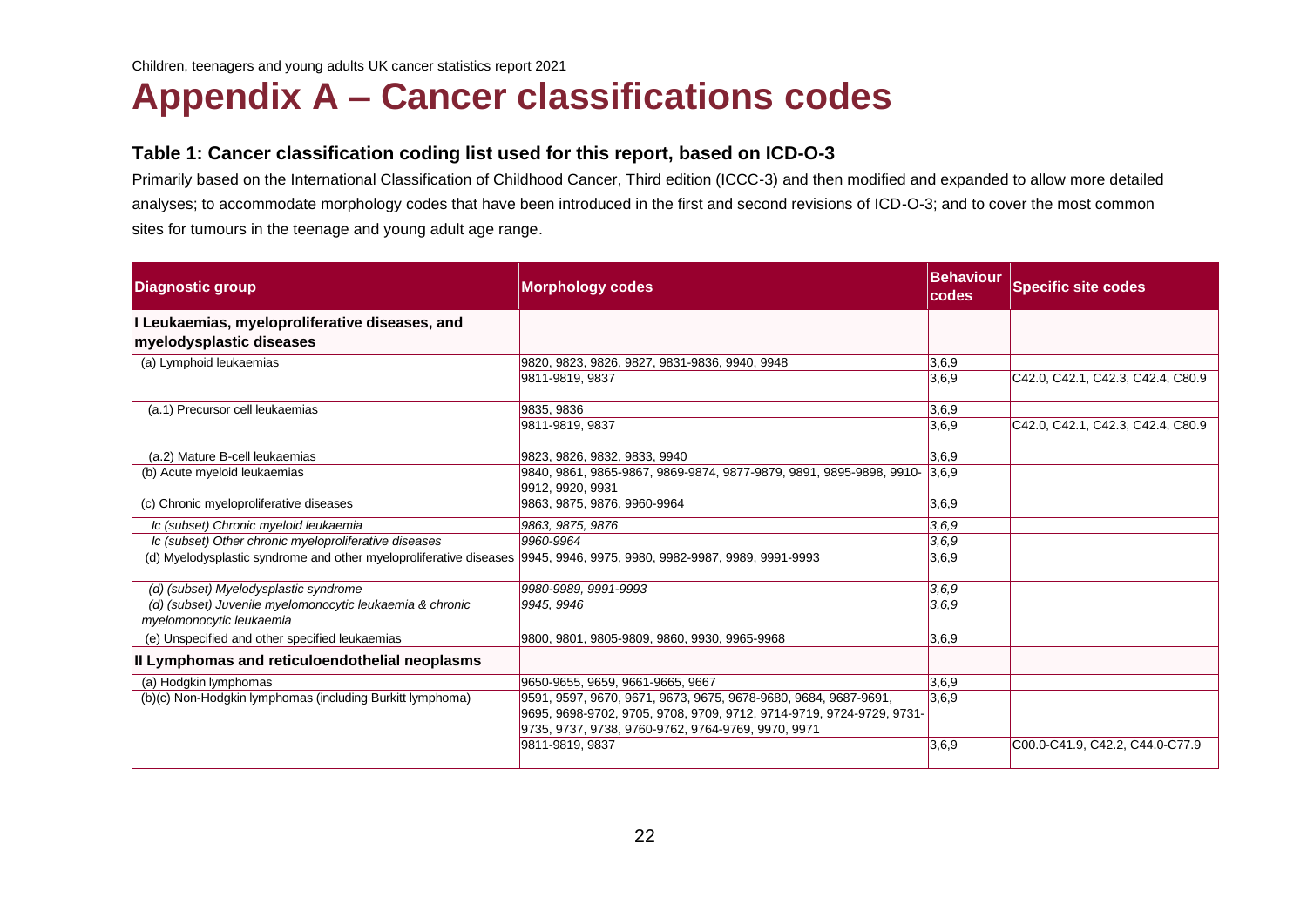# Appendix A – Cancer classifications codes

### Table 1: Cancer classification coding list used for this report, based on ICD-O-3

Primarily based on the International Classification of Childhood Cancer, Third edition (ICCC-3) and then modified and expanded to allow more detailed analyses; to accommodate morphology codes that have been introduced in the first and second revisions of ICD-O-3; and to cover the most common sites for tumours in the teenage and young adult age range.

| Diagnostic group | Morphology codes | Behaviour codes | Specific site codes |
|---|---|---|---|
| **I Leukaemias, myeloproliferative diseases, and myelodysplastic diseases** | | | |
| (a) Lymphoid leukaemias | 9820, 9823, 9826, 9827, 9831-9836, 9940, 9948 | 3,6,9 | |
| | 9811-9819, 9837 | 3,6,9 | C42.0, C42.1, C42.3, C42.4, C80.9 |
| (a.1) Precursor cell leukaemias | 9835, 9836 | 3,6,9 | |
| | 9811-9819, 9837 | 3,6,9 | C42.0, C42.1, C42.3, C42.4, C80.9 |
| (a.2) Mature B-cell leukaemias | 9823, 9826, 9832, 9833, 9940 | 3,6,9 | |
| (b) Acute myeloid leukaemias | 9840, 9861, 9865-9867, 9869-9874, 9877-9879, 9891, 9895-9898, 9910-9912, 9920, 9931 | 3,6,9 | |
| (c) Chronic myeloproliferative diseases | 9863, 9875, 9876, 9960-9964 | 3,6,9 | |
| *Ic (subset) Chronic myeloid leukaemia* | *9863, 9875, 9876* | *3,6,9* | |
| *Ic (subset) Other chronic myeloproliferative diseases* | *9960-9964* | *3,6,9* | |
| (d) Myelodysplastic syndrome and other myeloproliferative diseases | 9945, 9946, 9975, 9980, 9982-9987, 9989, 9991-9993 | 3,6,9 | |
| *(d) (subset) Myelodysplastic syndrome* | *9980-9989, 9991-9993* | *3,6,9* | |
| *(d) (subset) Juvenile myelomonocytic leukaemia & chronic myelomonocytic leukaemia* | *9945, 9946* | *3,6,9* | |
| (e) Unspecified and other specified leukaemias | 9800, 9801, 9805-9809, 9860, 9930, 9965-9968 | 3,6,9 | |
| **II Lymphomas and reticuloendothelial neoplasms** | | | |
| (a) Hodgkin lymphomas | 9650-9655, 9659, 9661-9665, 9667 | 3,6,9 | |
| (b)(c) Non-Hodgkin lymphomas (including Burkitt lymphoma) | 9591, 9597, 9670, 9671, 9673, 9675, 9678-9680, 9684, 9687-9691, 9695, 9698-9702, 9705, 9708, 9709, 9712, 9714-9719, 9724-9729, 9731-9735, 9737, 9738, 9760-9762, 9764-9769, 9970, 9971 | 3,6,9 | |
| | 9811-9819, 9837 | 3,6,9 | C00.0-C41.9, C42.2, C44.0-C77.9 |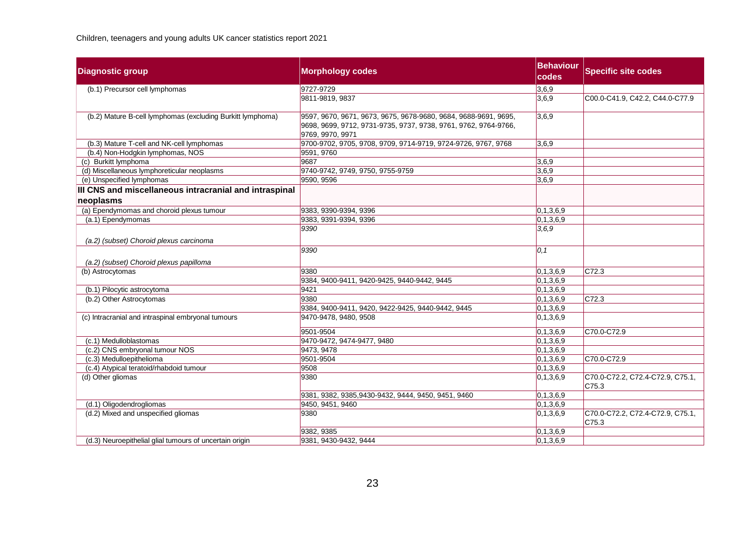| Diagnostic group | Morphology codes | Behaviour codes | Specific site codes |
|---|---|---|---|
| (b.1) Precursor cell lymphomas | 9727-9729 | 3,6,9 | |
| | 9811-9819, 9837 | 3,6,9 | C00.0-C41.9, C42.2, C44.0-C77.9 |
| (b.2) Mature B-cell lymphomas (excluding Burkitt lymphoma) | 9597, 9670, 9671, 9673, 9675, 9678-9680, 9684, 9688-9691, 9695, 9698, 9699, 9712, 9731-9735, 9737, 9738, 9761, 9762, 9764-9766, 9769, 9970, 9971 | 3,6,9 | |
| (b.3) Mature T-cell and NK-cell lymphomas | 9700-9702, 9705, 9708, 9709, 9714-9719, 9724-9726, 9767, 9768 | 3,6,9 | |
| (b.4) Non-Hodgkin lymphomas, NOS | 9591, 9760 | | |
| (c) Burkitt lymphoma | 9687 | 3,6,9 | |
| (d) Miscellaneous lymphoreticular neoplasms | 9740-9742, 9749, 9750, 9755-9759 | 3,6,9 | |
| (e) Unspecified lymphomas | 9590, 9596 | 3,6,9 | |
| **III CNS and miscellaneous intracranial and intraspinal neoplasms** | | | |
| (a) Ependymomas and choroid plexus tumour | 9383, 9390-9394, 9396 | 0,1,3,6,9 | |
| (a.1) Ependymomas | 9383, 9391-9394, 9396 | 0,1,3,6,9 | |
| *(a.2) (subset) Choroid plexus carcinoma* | *9390* | *3,6,9* | |
| *(a.2) (subset) Choroid plexus papilloma* | *9390* | *0,1* | |
| (b) Astrocytomas | 9380 | 0,1,3,6,9 | C72.3 |
| | 9384, 9400-9411, 9420-9425, 9440-9442, 9445 | 0,1,3,6,9 | |
| (b.1) Pilocytic astrocytoma | 9421 | 0,1,3,6,9 | |
| (b.2) Other Astrocytomas | 9380 | 0,1,3,6,9 | C72.3 |
| | 9384, 9400-9411, 9420, 9422-9425, 9440-9442, 9445 | 0,1,3,6,9 | |
| (c) Intracranial and intraspinal embryonal tumours | 9470-9478, 9480, 9508 | 0,1,3,6,9 | |
| | 9501-9504 | 0,1,3,6,9 | C70.0-C72.9 |
| (c.1) Medulloblastomas | 9470-9472, 9474-9477, 9480 | 0,1,3,6,9 | |
| (c.2) CNS embryonal tumour NOS | 9473, 9478 | 0,1,3,6,9 | |
| (c.3) Medulloepithelioma | 9501-9504 | 0,1,3,6,9 | C70.0-C72.9 |
| (c.4) Atypical teratoid/rhabdoid tumour | 9508 | 0,1,3,6,9 | |
| (d) Other gliomas | 9380 | 0,1,3,6,9 | C70.0-C72.2, C72.4-C72.9, C75.1, C75.3 |
| | 9381, 9382, 9385,9430-9432, 9444, 9450, 9451, 9460 | 0,1,3,6,9 | |
| (d.1) Oligodendrogliomas | 9450, 9451, 9460 | 0,1,3,6,9 | |
| (d.2) Mixed and unspecified gliomas | 9380 | 0,1,3,6,9 | C70.0-C72.2, C72.4-C72.9, C75.1, C75.3 |
| | 9382, 9385 | 0,1,3,6,9 | |
| (d.3) Neuroepithelial glial tumours of uncertain origin | 9381, 9430-9432, 9444 | 0,1,3,6,9 | |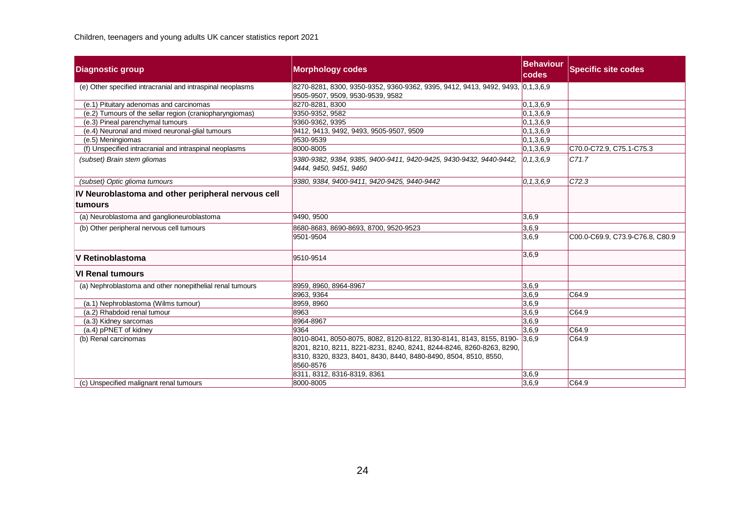| Diagnostic group | Morphology codes | Behaviour codes | Specific site codes |
|---|---|---|---|
| (e) Other specified intracranial and intraspinal neoplasms | 8270-8281, 8300, 9350-9352, 9360-9362, 9395, 9412, 9413, 9492, 9493, 9505-9507, 9509, 9530-9539, 9582 | 0,1,3,6,9 | |
| (e.1) Pituitary adenomas and carcinomas | 8270-8281, 8300 | 0,1,3,6,9 | |
| (e.2) Tumours of the sellar region (craniopharyngiomas) | 9350-9352, 9582 | 0,1,3,6,9 | |
| (e.3) Pineal parenchymal tumours | 9360-9362, 9395 | 0,1,3,6,9 | |
| (e.4) Neuronal and mixed neuronal-glial tumours | 9412, 9413, 9492, 9493, 9505-9507, 9509 | 0,1,3,6,9 | |
| (e.5) Meningiomas | 9530-9539 | 0,1,3,6,9 | |
| (f) Unspecified intracranial and intraspinal neoplasms | 8000-8005 | 0,1,3,6,9 | C70.0-C72.9, C75.1-C75.3 |
| *(subset) Brain stem gliomas* | *9380-9382, 9384, 9385, 9400-9411, 9420-9425, 9430-9432, 9440-9442, 9444, 9450, 9451, 9460* | *0,1,3,6,9* | *C71.7* |
| *(subset) Optic glioma tumours* | *9380, 9384, 9400-9411, 9420-9425, 9440-9442* | *0,1,3,6,9* | *C72.3* |
| **IV Neuroblastoma and other peripheral nervous cell tumours** | | | |
| (a) Neuroblastoma and ganglioneuroblastoma | 9490, 9500 | 3,6,9 | |
| (b) Other peripheral nervous cell tumours | 8680-8683, 8690-8693, 8700, 9520-9523 | 3,6,9 | |
| | 9501-9504 | 3,6,9 | C00.0-C69.9, C73.9-C76.8, C80.9 |
| **V Retinoblastoma** | 9510-9514 | 3,6,9 | |
| **VI Renal tumours** | | | |
| (a) Nephroblastoma and other nonepithelial renal tumours | 8959, 8960, 8964-8967 | 3,6,9 | |
| | 8963, 9364 | 3,6,9 | C64.9 |
| (a.1) Nephroblastoma (Wilms tumour) | 8959, 8960 | 3,6,9 | |
| (a.2) Rhabdoid renal tumour | 8963 | 3,6,9 | C64.9 |
| (a.3) Kidney sarcomas | 8964-8967 | 3,6,9 | |
| (a.4) pPNET of kidney | 9364 | 3,6,9 | C64.9 |
| (b) Renal carcinomas | 8010-8041, 8050-8075, 8082, 8120-8122, 8130-8141, 8143, 8155, 8190-8201, 8210, 8211, 8221-8231, 8240, 8241, 8244-8246, 8260-8263, 8290, 8310, 8320, 8323, 8401, 8430, 8440, 8480-8490, 8504, 8510, 8550, 8560-8576 | 3,6,9 | C64.9 |
| | 8311, 8312, 8316-8319, 8361 | 3,6,9 | |
| (c) Unspecified malignant renal tumours | 8000-8005 | 3,6,9 | C64.9 |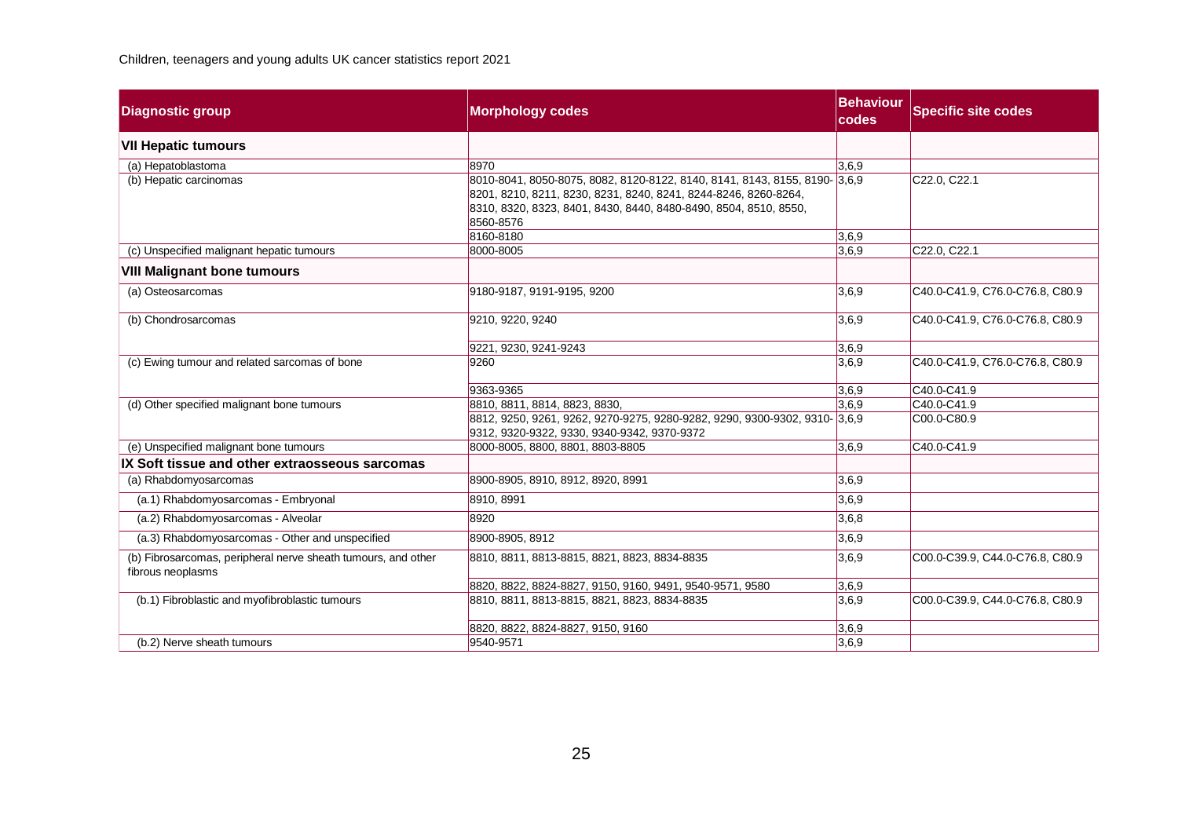Children, teenagers and young adults UK cancer statistics report 2021

| Diagnostic group | Morphology codes | Behaviour codes | Specific site codes |
|---|---|---|---|
| **VII Hepatic tumours** | | | |
| (a) Hepatoblastoma | 8970 | 3,6,9 | |
| (b) Hepatic carcinomas | 8010-8041, 8050-8075, 8082, 8120-8122, 8140, 8141, 8143, 8155, 8190-8201, 8210, 8211, 8230, 8231, 8240, 8241, 8244-8246, 8260-8264, 8310, 8320, 8323, 8401, 8430, 8440, 8480-8490, 8504, 8510, 8550, 8560-8576 | 3,6,9 | C22.0, C22.1 |
| | 8160-8180 | 3,6,9 | |
| (c) Unspecified malignant hepatic tumours | 8000-8005 | 3,6,9 | C22.0, C22.1 |
| **VIII Malignant bone tumours** | | | |
| (a) Osteosarcomas | 9180-9187, 9191-9195, 9200 | 3,6,9 | C40.0-C41.9, C76.0-C76.8, C80.9 |
| (b) Chondrosarcomas | 9210, 9220, 9240 | 3,6,9 | C40.0-C41.9, C76.0-C76.8, C80.9 |
| | 9221, 9230, 9241-9243 | 3,6,9 | |
| (c) Ewing tumour and related sarcomas of bone | 9260 | 3,6,9 | C40.0-C41.9, C76.0-C76.8, C80.9 |
| | 9363-9365 | 3,6,9 | C40.0-C41.9 |
| (d) Other specified malignant bone tumours | 8810, 8811, 8814, 8823, 8830, | 3,6,9 | C40.0-C41.9 |
| | 8812, 9250, 9261, 9262, 9270-9275, 9280-9282, 9290, 9300-9302, 9310-9312, 9320-9322, 9330, 9340-9342, 9370-9372 | 3,6,9 | C00.0-C80.9 |
| (e) Unspecified malignant bone tumours | 8000-8005, 8800, 8801, 8803-8805 | 3,6,9 | C40.0-C41.9 |
| **IX Soft tissue and other extraosseous sarcomas** | | | |
| (a) Rhabdomyosarcomas | 8900-8905, 8910, 8912, 8920, 8991 | 3,6,9 | |
| (a.1) Rhabdomyosarcomas - Embryonal | 8910, 8991 | 3,6,9 | |
| (a.2) Rhabdomyosarcomas - Alveolar | 8920 | 3,6,8 | |
| (a.3) Rhabdomyosarcomas - Other and unspecified | 8900-8905, 8912 | 3,6,9 | |
| (b) Fibrosarcomas, peripheral nerve sheath tumours, and other fibrous neoplasms | 8810, 8811, 8813-8815, 8821, 8823, 8834-8835 | 3,6,9 | C00.0-C39.9, C44.0-C76.8, C80.9 |
| | 8820, 8822, 8824-8827, 9150, 9160, 9491, 9540-9571, 9580 | 3,6,9 | |
| (b.1) Fibroblastic and myofibroblastic tumours | 8810, 8811, 8813-8815, 8821, 8823, 8834-8835 | 3,6,9 | C00.0-C39.9, C44.0-C76.8, C80.9 |
| | 8820, 8822, 8824-8827, 9150, 9160 | 3,6,9 | |
| (b.2) Nerve sheath tumours | 9540-9571 | 3,6,9 | |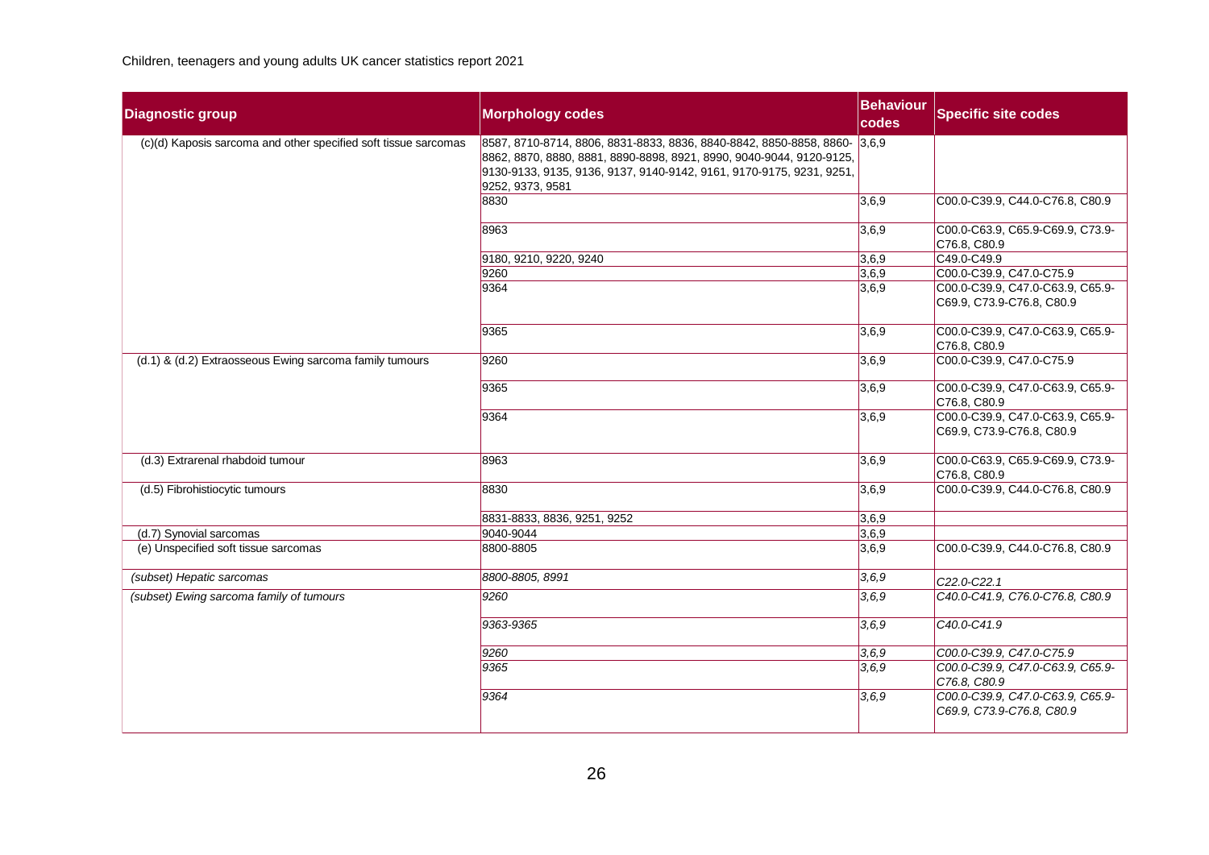| Diagnostic group | Morphology codes | Behaviour codes | Specific site codes |
|---|---|---|---|
| (c)(d) Kaposis sarcoma and other specified soft tissue sarcomas | 8587, 8710-8714, 8806, 8831-8833, 8836, 8840-8842, 8850-8858, 8860-8862, 8870, 8880, 8881, 8890-8898, 8921, 8990, 9040-9044, 9120-9125, 9130-9133, 9135, 9136, 9137, 9140-9142, 9161, 9170-9175, 9231, 9251, 9252, 9373, 9581 | 3,6,9 | |
| | 8830 | 3,6,9 | C00.0-C39.9, C44.0-C76.8, C80.9 |
| | 8963 | 3,6,9 | C00.0-C63.9, C65.9-C69.9, C73.9-C76.8, C80.9 |
| | 9180, 9210, 9220, 9240 | 3,6,9 | C49.0-C49.9 |
| | 9260 | 3,6,9 | C00.0-C39.9, C47.0-C75.9 |
| | 9364 | 3,6,9 | C00.0-C39.9, C47.0-C63.9, C65.9-C69.9, C73.9-C76.8, C80.9 |
| | 9365 | 3,6,9 | C00.0-C39.9, C47.0-C63.9, C65.9-C76.8, C80.9 |
| (d.1) & (d.2) Extraosseous Ewing sarcoma family tumours | 9260 | 3,6,9 | C00.0-C39.9, C47.0-C75.9 |
| | 9365 | 3,6,9 | C00.0-C39.9, C47.0-C63.9, C65.9-C76.8, C80.9 |
| | 9364 | 3,6,9 | C00.0-C39.9, C47.0-C63.9, C65.9-C69.9, C73.9-C76.8, C80.9 |
| (d.3) Extrarenal rhabdoid tumour | 8963 | 3,6,9 | C00.0-C63.9, C65.9-C69.9, C73.9-C76.8, C80.9 |
| (d.5) Fibrohistiocytic tumours | 8830 | 3,6,9 | C00.0-C39.9, C44.0-C76.8, C80.9 |
| | 8831-8833, 8836, 9251, 9252 | 3,6,9 | |
| (d.7) Synovial sarcomas | 9040-9044 | 3,6,9 | |
| (e) Unspecified soft tissue sarcomas | 8800-8805 | 3,6,9 | C00.0-C39.9, C44.0-C76.8, C80.9 |
| *(subset) Hepatic sarcomas* | *8800-8805, 8991* | *3,6,9* | *C22.0-C22.1* |
| *(subset) Ewing sarcoma family of tumours* | *9260* | *3,6,9* | *C40.0-C41.9, C76.0-C76.8, C80.9* |
| | *9363-9365* | *3,6,9* | *C40.0-C41.9* |
| | *9260* | *3,6,9* | *C00.0-C39.9, C47.0-C75.9* |
| | *9365* | *3,6,9* | *C00.0-C39.9, C47.0-C63.9, C65.9-C76.8, C80.9* |
| | *9364* | *3,6,9* | *C00.0-C39.9, C47.0-C63.9, C65.9-C69.9, C73.9-C76.8, C80.9* |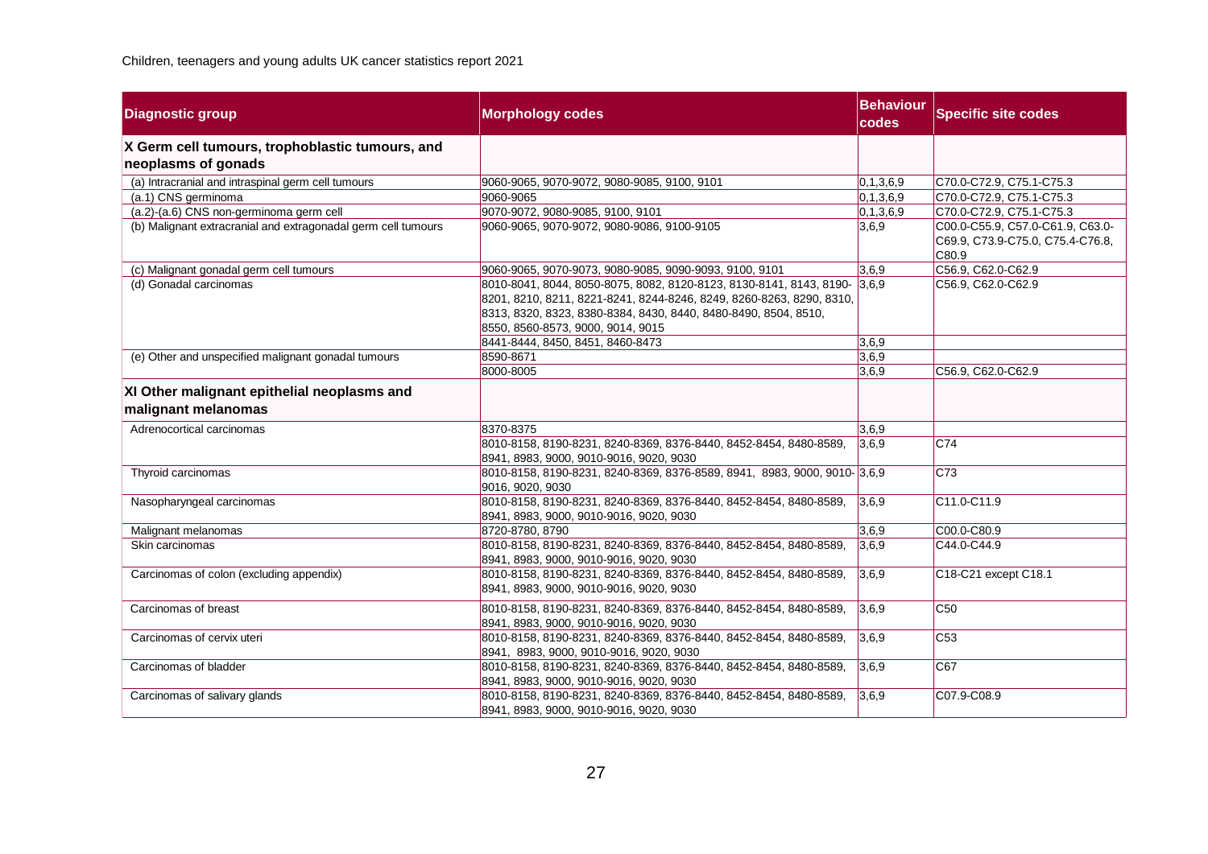| Diagnostic group | Morphology codes | Behaviour codes | Specific site codes |
|---|---|---|---|
| **X Germ cell tumours, trophoblastic tumours, and neoplasms of gonads** | | | |
| (a) Intracranial and intraspinal germ cell tumours | 9060-9065, 9070-9072, 9080-9085, 9100, 9101 | 0,1,3,6,9 | C70.0-C72.9, C75.1-C75.3 |
| (a.1) CNS germinoma | 9060-9065 | 0,1,3,6,9 | C70.0-C72.9, C75.1-C75.3 |
| (a.2)-(a.6) CNS non-germinoma germ cell | 9070-9072, 9080-9085, 9100, 9101 | 0,1,3,6,9 | C70.0-C72.9, C75.1-C75.3 |
| (b) Malignant extracranial and extragonadal germ cell tumours | 9060-9065, 9070-9072, 9080-9086, 9100-9105 | 3,6,9 | C00.0-C55.9, C57.0-C61.9, C63.0-C69.9, C73.9-C75.0, C75.4-C76.8, C80.9 |
| (c) Malignant gonadal germ cell tumours | 9060-9065, 9070-9073, 9080-9085, 9090-9093, 9100, 9101 | 3,6,9 | C56.9, C62.0-C62.9 |
| (d) Gonadal carcinomas | 8010-8041, 8044, 8050-8075, 8082, 8120-8123, 8130-8141, 8143, 8190-8201, 8210, 8211, 8221-8241, 8244-8246, 8249, 8260-8263, 8290, 8310, 8313, 8320, 8323, 8380-8384, 8430, 8440, 8480-8490, 8504, 8510, 8550, 8560-8573, 9000, 9014, 9015 | 3,6,9 | C56.9, C62.0-C62.9 |
| | 8441-8444, 8450, 8451, 8460-8473 | 3,6,9 | |
| (e) Other and unspecified malignant gonadal tumours | 8590-8671 | 3,6,9 | |
| | 8000-8005 | 3,6,9 | C56.9, C62.0-C62.9 |
| **XI Other malignant epithelial neoplasms and malignant melanomas** | | | |
| Adrenocortical carcinomas | 8370-8375 | 3,6,9 | |
| | 8010-8158, 8190-8231, 8240-8369, 8376-8440, 8452-8454, 8480-8589, 8941, 8983, 9000, 9010-9016, 9020, 9030 | 3,6,9 | C74 |
| Thyroid carcinomas | 8010-8158, 8190-8231, 8240-8369, 8376-8589, 8941, 8983, 9000, 9010-9016, 9020, 9030 | 3,6,9 | C73 |
| Nasopharyngeal carcinomas | 8010-8158, 8190-8231, 8240-8369, 8376-8440, 8452-8454, 8480-8589, 8941, 8983, 9000, 9010-9016, 9020, 9030 | 3,6,9 | C11.0-C11.9 |
| Malignant melanomas | 8720-8780, 8790 | 3,6,9 | C00.0-C80.9 |
| Skin carcinomas | 8010-8158, 8190-8231, 8240-8369, 8376-8440, 8452-8454, 8480-8589, 8941, 8983, 9000, 9010-9016, 9020, 9030 | 3,6,9 | C44.0-C44.9 |
| Carcinomas of colon (excluding appendix) | 8010-8158, 8190-8231, 8240-8369, 8376-8440, 8452-8454, 8480-8589, 8941, 8983, 9000, 9010-9016, 9020, 9030 | 3,6,9 | C18-C21 except C18.1 |
| Carcinomas of breast | 8010-8158, 8190-8231, 8240-8369, 8376-8440, 8452-8454, 8480-8589, 8941, 8983, 9000, 9010-9016, 9020, 9030 | 3,6,9 | C50 |
| Carcinomas of cervix uteri | 8010-8158, 8190-8231, 8240-8369, 8376-8440, 8452-8454, 8480-8589, 8941, 8983, 9000, 9010-9016, 9020, 9030 | 3,6,9 | C53 |
| Carcinomas of bladder | 8010-8158, 8190-8231, 8240-8369, 8376-8440, 8452-8454, 8480-8589, 8941, 8983, 9000, 9010-9016, 9020, 9030 | 3,6,9 | C67 |
| Carcinomas of salivary glands | 8010-8158, 8190-8231, 8240-8369, 8376-8440, 8452-8454, 8480-8589, 8941, 8983, 9000, 9010-9016, 9020, 9030 | 3,6,9 | C07.9-C08.9 |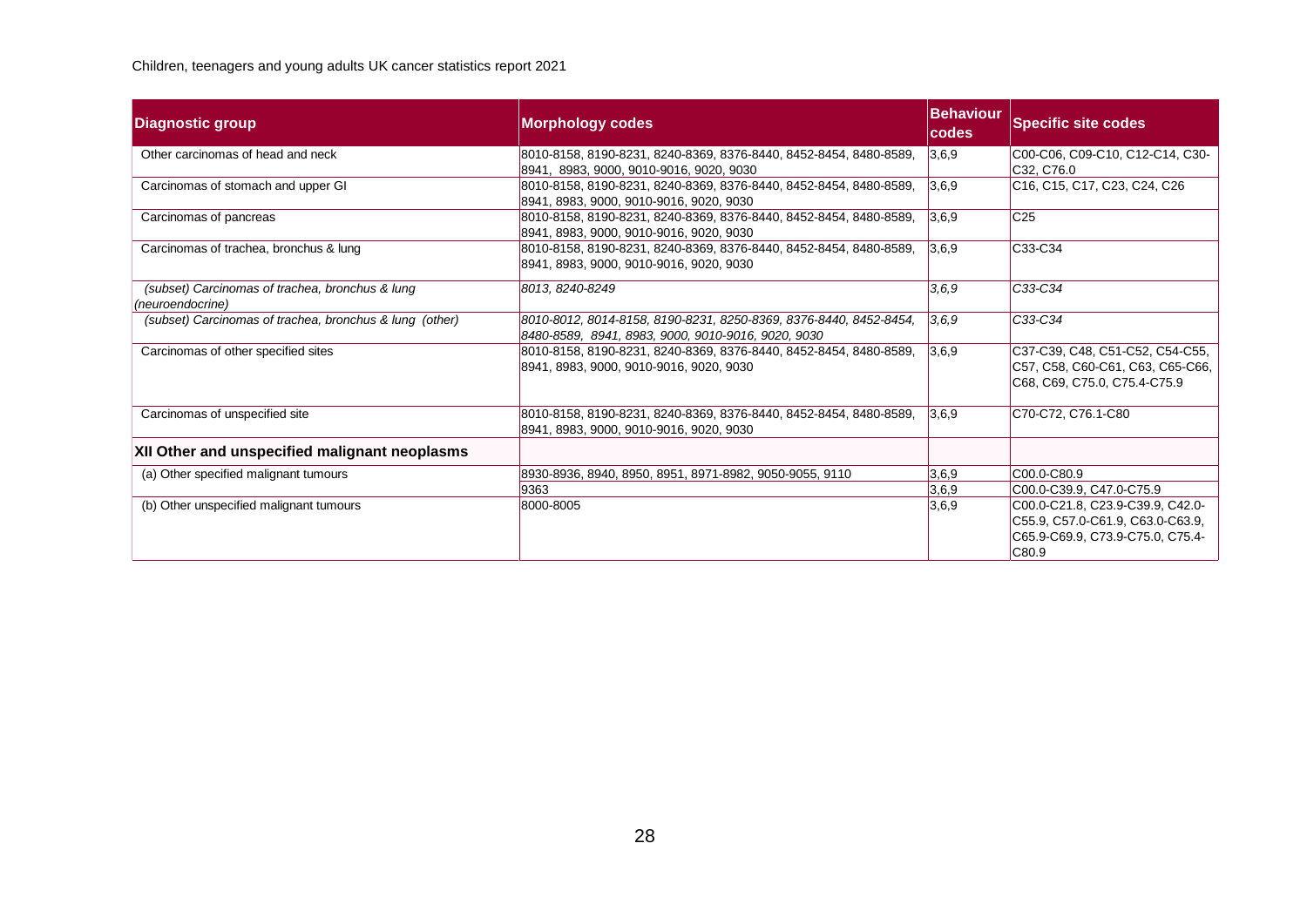| Diagnostic group | Morphology codes | Behaviour codes | Specific site codes |
|---|---|---|---|
| Other carcinomas of head and neck | 8010-8158, 8190-8231, 8240-8369, 8376-8440, 8452-8454, 8480-8589, 8941, 8983, 9000, 9010-9016, 9020, 9030 | 3,6,9 | C00-C06, C09-C10, C12-C14, C30-C32, C76.0 |
| Carcinomas of stomach and upper GI | 8010-8158, 8190-8231, 8240-8369, 8376-8440, 8452-8454, 8480-8589, 8941, 8983, 9000, 9010-9016, 9020, 9030 | 3,6,9 | C16, C15, C17, C23, C24, C26 |
| Carcinomas of pancreas | 8010-8158, 8190-8231, 8240-8369, 8376-8440, 8452-8454, 8480-8589, 8941, 8983, 9000, 9010-9016, 9020, 9030 | 3,6,9 | C25 |
| Carcinomas of trachea, bronchus & lung | 8010-8158, 8190-8231, 8240-8369, 8376-8440, 8452-8454, 8480-8589, 8941, 8983, 9000, 9010-9016, 9020, 9030 | 3,6,9 | C33-C34 |
| *(subset) Carcinomas of trachea, bronchus & lung (neuroendocrine)* | *8013, 8240-8249* | *3,6,9* | *C33-C34* |
| *(subset) Carcinomas of trachea, bronchus & lung (other)* | *8010-8012, 8014-8158, 8190-8231, 8250-8369, 8376-8440, 8452-8454, 8480-8589, 8941, 8983, 9000, 9010-9016, 9020, 9030* | *3,6,9* | *C33-C34* |
| Carcinomas of other specified sites | 8010-8158, 8190-8231, 8240-8369, 8376-8440, 8452-8454, 8480-8589, 8941, 8983, 9000, 9010-9016, 9020, 9030 | 3,6,9 | C37-C39, C48, C51-C52, C54-C55, C57, C58, C60-C61, C63, C65-C66, C68, C69, C75.0, C75.4-C75.9 |
| Carcinomas of unspecified site | 8010-8158, 8190-8231, 8240-8369, 8376-8440, 8452-8454, 8480-8589, 8941, 8983, 9000, 9010-9016, 9020, 9030 | 3,6,9 | C70-C72, C76.1-C80 |
| **XII Other and unspecified malignant neoplasms** | | | |
| (a) Other specified malignant tumours | 8930-8936, 8940, 8950, 8951, 8971-8982, 9050-9055, 9110 | 3,6,9 | C00.0-C80.9 |
| | 9363 | 3,6,9 | C00.0-C39.9, C47.0-C75.9 |
| (b) Other unspecified malignant tumours | 8000-8005 | 3,6,9 | C00.0-C21.8, C23.9-C39.9, C42.0-C55.9, C57.0-C61.9, C63.0-C63.9, C65.9-C69.9, C73.9-C75.0, C75.4-C80.9 |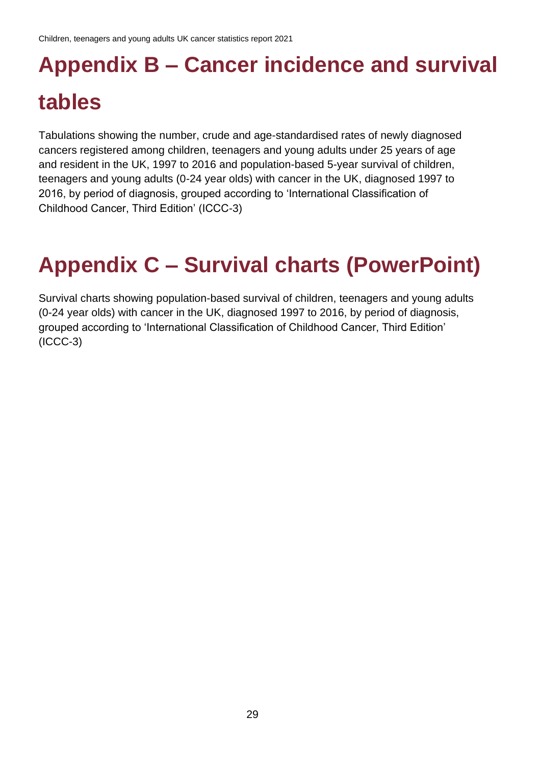# Appendix B – Cancer incidence and survival tables

Tabulations showing the number, crude and age-standardised rates of newly diagnosed cancers registered among children, teenagers and young adults under 25 years of age and resident in the UK, 1997 to 2016 and population-based 5-year survival of children, teenagers and young adults (0-24 year olds) with cancer in the UK, diagnosed 1997 to 2016, by period of diagnosis, grouped according to 'International Classification of Childhood Cancer, Third Edition' (ICCC-3)

# Appendix C – Survival charts (PowerPoint)

Survival charts showing population-based survival of children, teenagers and young adults (0-24 year olds) with cancer in the UK, diagnosed 1997 to 2016, by period of diagnosis, grouped according to 'International Classification of Childhood Cancer, Third Edition' (ICCC-3)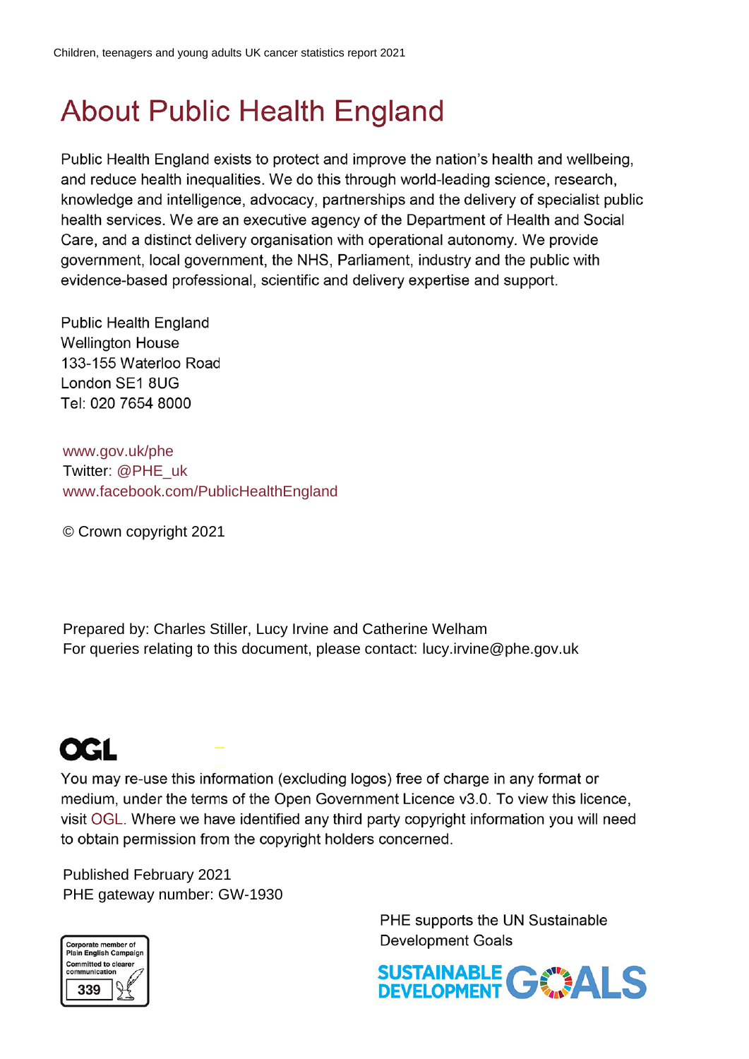# About Public Health England

Public Health England exists to protect and improve the nation's health and wellbeing, and reduce health inequalities. We do this through world-leading science, research, knowledge and intelligence, advocacy, partnerships and the delivery of specialist public health services. We are an executive agency of the Department of Health and Social Care, and a distinct delivery organisation with operational autonomy. We provide government, local government, the NHS, Parliament, industry and the public with evidence-based professional, scientific and delivery expertise and support.

Public Health England
Wellington House
133-155 Waterloo Road
London SE1 8UG
Tel: 020 7654 8000

www.gov.uk/phe
Twitter: @PHE_uk
www.facebook.com/PublicHealthEngland

© Crown copyright 2021

Prepared by: Charles Stiller, Lucy Irvine and Catherine Welham
For queries relating to this document, please contact: lucy.irvine@phe.gov.uk

OGL

You may re-use this information (excluding logos) free of charge in any format or medium, under the terms of the Open Government Licence v3.0. To view this licence, visit OGL. Where we have identified any third party copyright information you will need to obtain permission from the copyright holders concerned.

Published February 2021
PHE gateway number: GW-1930

Corporate member of Plain English Campaign
Committed to clearer communication
339

PHE supports the UN Sustainable Development Goals

SUSTAINABLE DEVELOPMENT GOALS